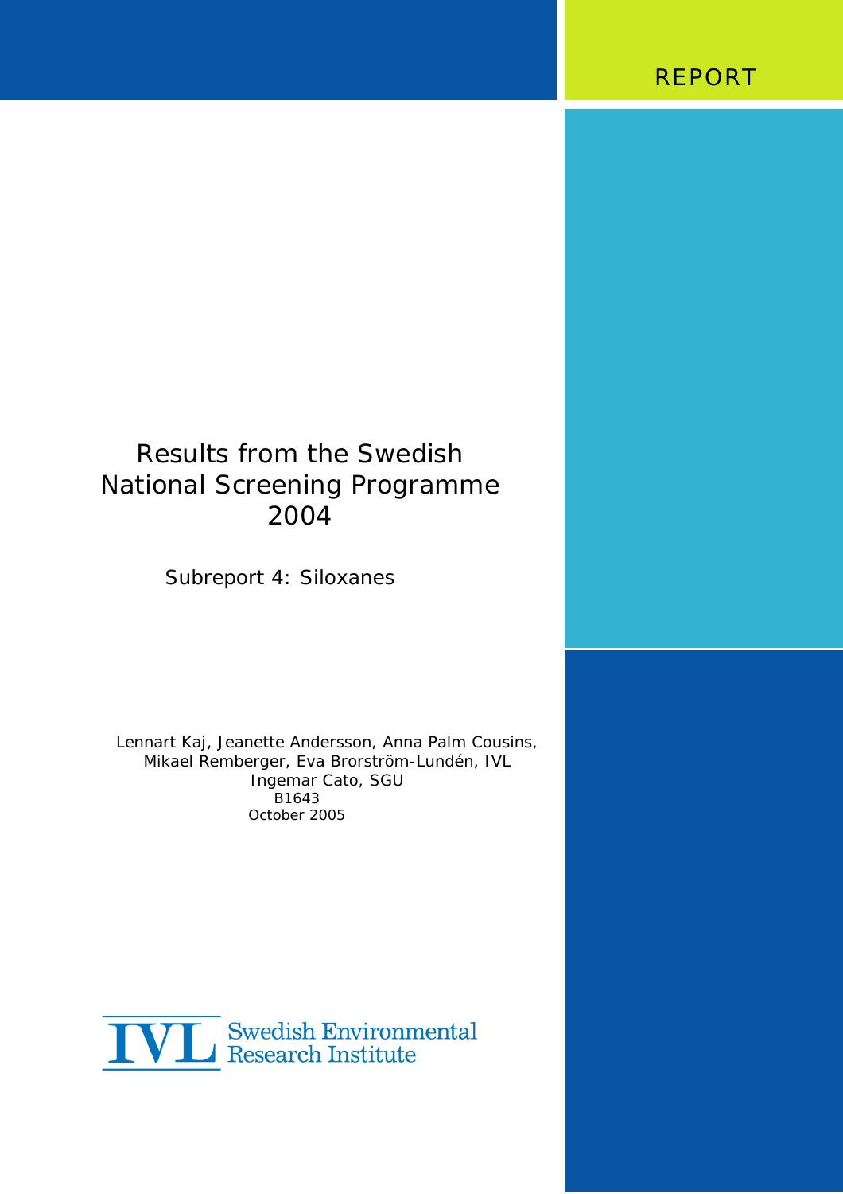REPORT

# Results from the Swedish National Screening Programme 2004

## Subreport 4: Siloxanes

Lennart Kaj, Jeanette Andersson, Anna Palm Cousins, Mikael Remberger, Eva Brorström-Lundén, IVL
Ingemar Cato, SGU
B1643
October 2005

IVL Swedish Environmental Research Institute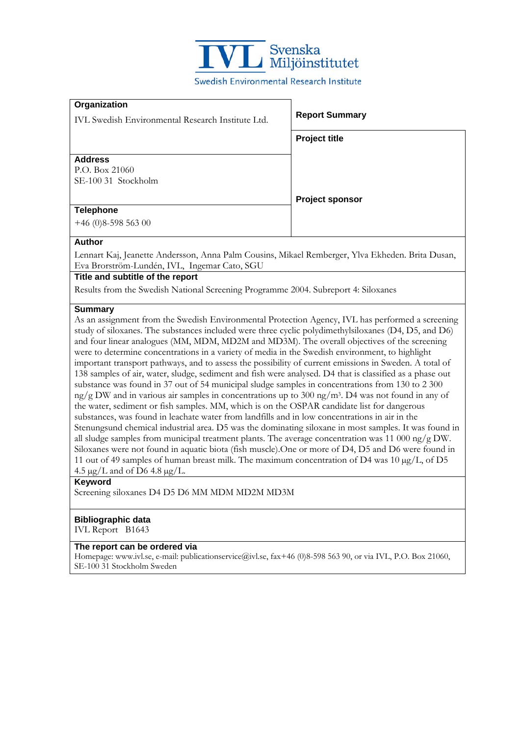IVL Svenska Miljöinstitutet

Swedish Environmental Research Institute

**Organization**

IVL Swedish Environmental Research Institute Ltd.

**Address**

P.O. Box 21060
SE-100 31 Stockholm

**Telephone**

+46 (0)8-598 563 00

**Report Summary**

**Project title**

**Project sponsor**

**Author**

Lennart Kaj, Jeanette Andersson, Anna Palm Cousins, Mikael Remberger, Ylva Ekheden. Brita Dusan, Eva Brorström-Lundén, IVL, Ingemar Cato, SGU

**Title and subtitle of the report**

Results from the Swedish National Screening Programme 2004. Subreport 4: Siloxanes

**Summary**

As an assignment from the Swedish Environmental Protection Agency, IVL has performed a screening study of siloxanes. The substances included were three cyclic polydimethylsiloxanes (D4, D5, and D6) and four linear analogues (MM, MDM, MD2M and MD3M). The overall objectives of the screening were to determine concentrations in a variety of media in the Swedish environment, to highlight important transport pathways, and to assess the possibility of current emissions in Sweden. A total of 138 samples of air, water, sludge, sediment and fish were analysed. D4 that is classified as a phase out substance was found in 37 out of 54 municipal sludge samples in concentrations from 130 to 2 300 ng/g DW and in various air samples in concentrations up to 300 ng/m$^3$. D4 was not found in any of the water, sediment or fish samples. MM, which is on the OSPAR candidate list for dangerous substances, was found in leachate water from landfills and in low concentrations in air in the Stenungsund chemical industrial area. D5 was the dominating siloxane in most samples. It was found in all sludge samples from municipal treatment plants. The average concentration was 11 000 ng/g DW. Siloxanes were not found in aquatic biota (fish muscle).One or more of D4, D5 and D6 were found in 11 out of 49 samples of human breast milk. The maximum concentration of D4 was 10 µg/L, of D5 4.5 µg/L and of D6 4.8 µg/L.

**Keyword**

Screening siloxanes D4 D5 D6 MM MDM MD2M MD3M

**Bibliographic data**

IVL Report B1643

**The report can be ordered via**

Homepage: www.ivl.se, e-mail: publicationservice@ivl.se, fax+46 (0)8-598 563 90, or via IVL, P.O. Box 21060, SE-100 31 Stockholm Sweden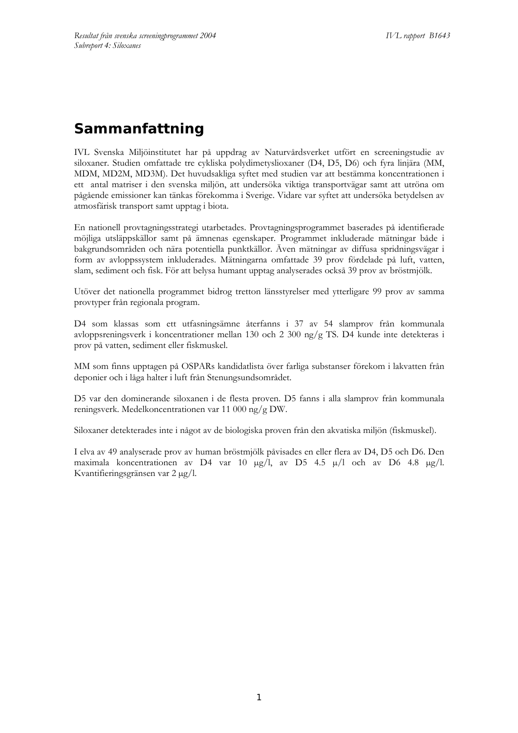# Sammanfattning

IVL Svenska Miljöinstitutet har på uppdrag av Naturvårdsverket utfört en screeningstudie av siloxaner. Studien omfattade tre cykliska polydimetyslioxaner (D4, D5, D6) och fyra linjära (MM, MDM, MD2M, MD3M). Det huvudsakliga syftet med studien var att bestämma koncentrationen i ett antal matriser i den svenska miljön, att undersöka viktiga transportvägar samt att utröna om pågående emissioner kan tänkas förekomma i Sverige. Vidare var syftet att undersöka betydelsen av atmosfärisk transport samt upptag i biota.

En nationell provtagningsstrategi utarbetades. Provtagningsprogrammet baserades på identifierade möjliga utsläppskällor samt på ämnenas egenskaper. Programmet inkluderade mätningar både i bakgrundsområden och nära potentiella punktkällor. Även mätningar av diffusa spridningsvägar i form av avloppssystem inkluderades. Mätningarna omfattade 39 prov fördelade på luft, vatten, slam, sediment och fisk. För att belysa humant upptag analyserades också 39 prov av bröstmjölk.

Utöver det nationella programmet bidrog tretton länsstyrelser med ytterligare 99 prov av samma provtyper från regionala program.

D4 som klassas som ett utfasningsämne återfanns i 37 av 54 slamprov från kommunala avloppsreningsverk i koncentrationer mellan 130 och 2 300 ng/g TS. D4 kunde inte detekteras i prov på vatten, sediment eller fiskmuskel.

MM som finns upptagen på OSPARs kandidatlista över farliga substanser förekom i lakvatten från deponier och i låga halter i luft från Stenungsundsområdet.

D5 var den dominerande siloxanen i de flesta proven. D5 fanns i alla slamprov från kommunala reningsverk. Medelkoncentrationen var 11 000 ng/g DW.

Siloxaner detekterades inte i något av de biologiska proven från den akvatiska miljön (fiskmuskel).

I elva av 49 analyserade prov av human bröstmjölk påvisades en eller flera av D4, D5 och D6. Den maximala koncentrationen av D4 var 10 μg/l, av D5 4.5 μ/l och av D6 4.8 μg/l. Kvantifieringsgränsen var 2 μg/l.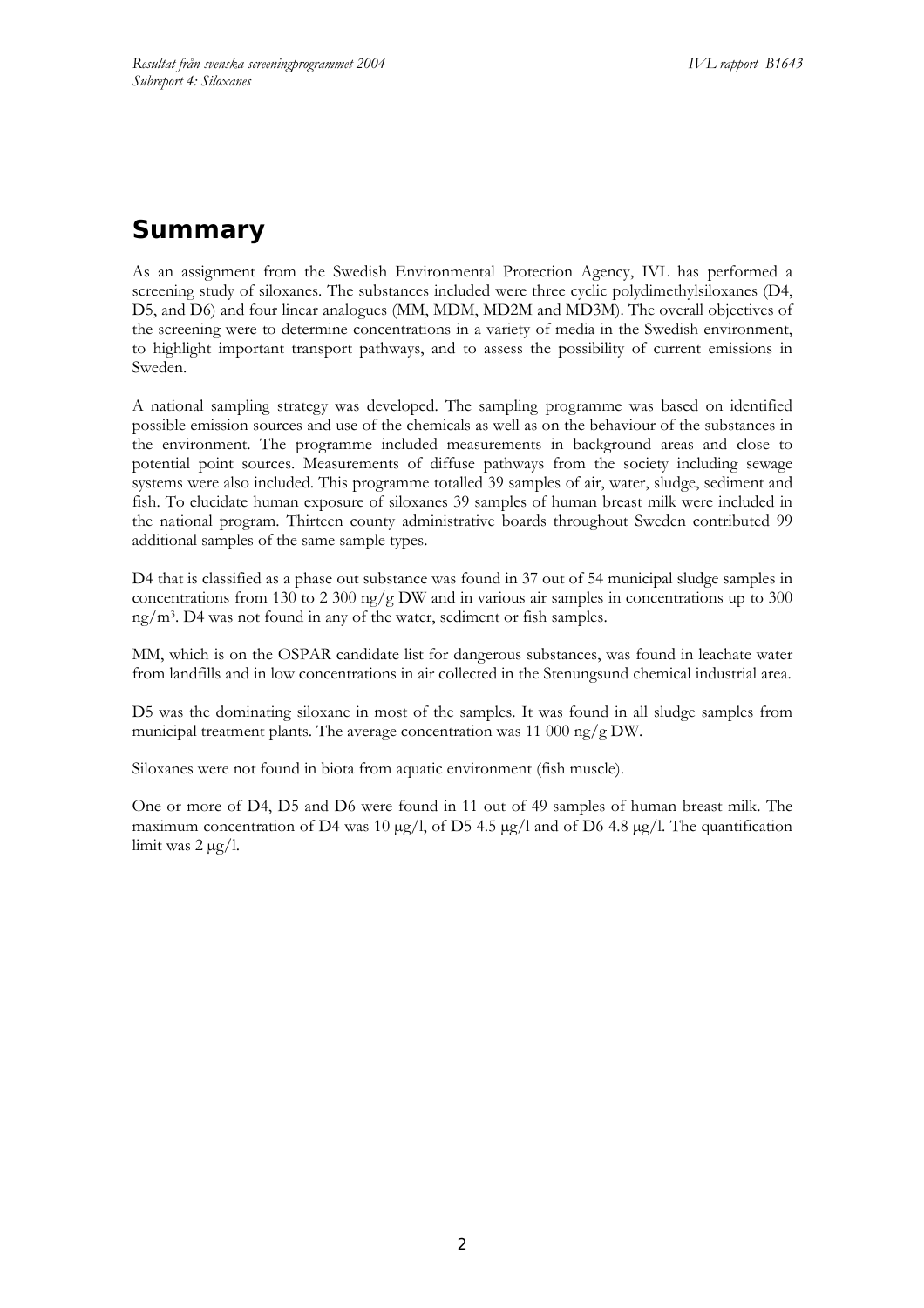# Summary

As an assignment from the Swedish Environmental Protection Agency, IVL has performed a screening study of siloxanes. The substances included were three cyclic polydimethylsiloxanes (D4, D5, and D6) and four linear analogues (MM, MDM, MD2M and MD3M). The overall objectives of the screening were to determine concentrations in a variety of media in the Swedish environment, to highlight important transport pathways, and to assess the possibility of current emissions in Sweden.

A national sampling strategy was developed. The sampling programme was based on identified possible emission sources and use of the chemicals as well as on the behaviour of the substances in the environment. The programme included measurements in background areas and close to potential point sources. Measurements of diffuse pathways from the society including sewage systems were also included. This programme totalled 39 samples of air, water, sludge, sediment and fish. To elucidate human exposure of siloxanes 39 samples of human breast milk were included in the national program. Thirteen county administrative boards throughout Sweden contributed 99 additional samples of the same sample types.

D4 that is classified as a phase out substance was found in 37 out of 54 municipal sludge samples in concentrations from 130 to 2 300 ng/g DW and in various air samples in concentrations up to 300 ng/m$^3$. D4 was not found in any of the water, sediment or fish samples.

MM, which is on the OSPAR candidate list for dangerous substances, was found in leachate water from landfills and in low concentrations in air collected in the Stenungsund chemical industrial area.

D5 was the dominating siloxane in most of the samples. It was found in all sludge samples from municipal treatment plants. The average concentration was 11 000 ng/g DW.

Siloxanes were not found in biota from aquatic environment (fish muscle).

One or more of D4, D5 and D6 were found in 11 out of 49 samples of human breast milk. The maximum concentration of D4 was 10 μg/l, of D5 4.5 μg/l and of D6 4.8 μg/l. The quantification limit was 2 μg/l.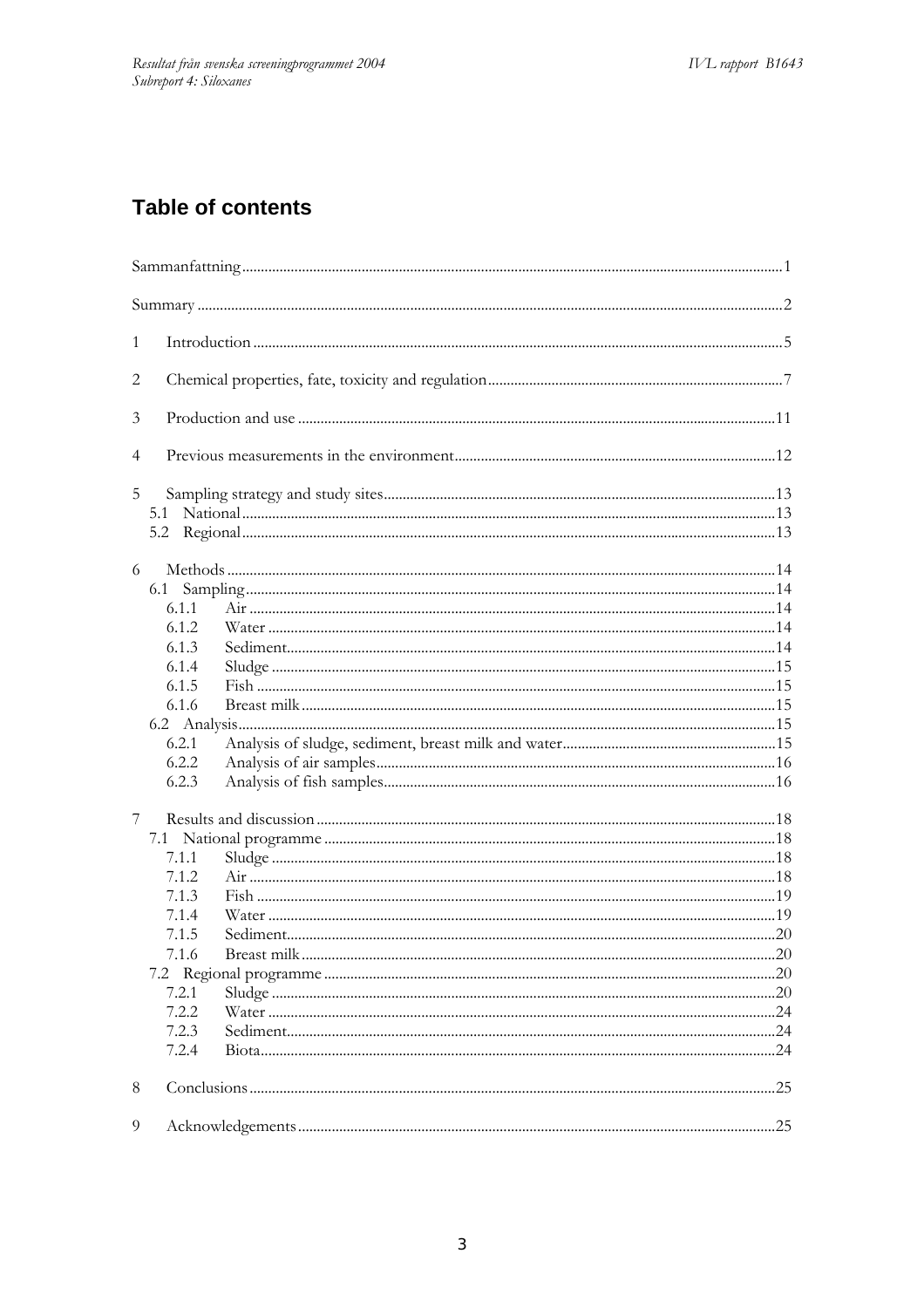# Table of contents

Sammanfattning .......................................................................................................................................1

Summary ...................................................................................................................................................2

1 Introduction .........................................................................................................................................5

2 Chemical properties, fate, toxicity and regulation ............................................................................7

3 Production and use ...........................................................................................................................11

4 Previous measurements in the environment ...................................................................................12

5 Sampling strategy and study sites .....................................................................................................13
  5.1 National ..........................................................................................................................................13
  5.2 Regional ..........................................................................................................................................13

6 Methods ..............................................................................................................................................14
  6.1 Sampling .........................................................................................................................................14
    6.1.1 Air ..........................................................................................................................................14
    6.1.2 Water .....................................................................................................................................14
    6.1.3 Sediment ................................................................................................................................14
    6.1.4 Sludge ....................................................................................................................................15
    6.1.5 Fish ........................................................................................................................................15
    6.1.6 Breast milk ............................................................................................................................15
  6.2 Analysis ..........................................................................................................................................15
    6.2.1 Analysis of sludge, sediment, breast milk and water .........................................................15
    6.2.2 Analysis of air samples .........................................................................................................16
    6.2.3 Analysis of fish samples ........................................................................................................16

7 Results and discussion ......................................................................................................................18
  7.1 National programme .....................................................................................................................18
    7.1.1 Sludge ....................................................................................................................................18
    7.1.2 Air ..........................................................................................................................................18
    7.1.3 Fish ........................................................................................................................................19
    7.1.4 Water .....................................................................................................................................19
    7.1.5 Sediment ................................................................................................................................20
    7.1.6 Breast milk ............................................................................................................................20
  7.2 Regional programme .....................................................................................................................20
    7.2.1 Sludge ....................................................................................................................................20
    7.2.2 Water .....................................................................................................................................24
    7.2.3 Sediment ................................................................................................................................24
    7.2.4 Biota ......................................................................................................................................24

8 Conclusions .........................................................................................................................................25

9 Acknowledgements ...........................................................................................................................25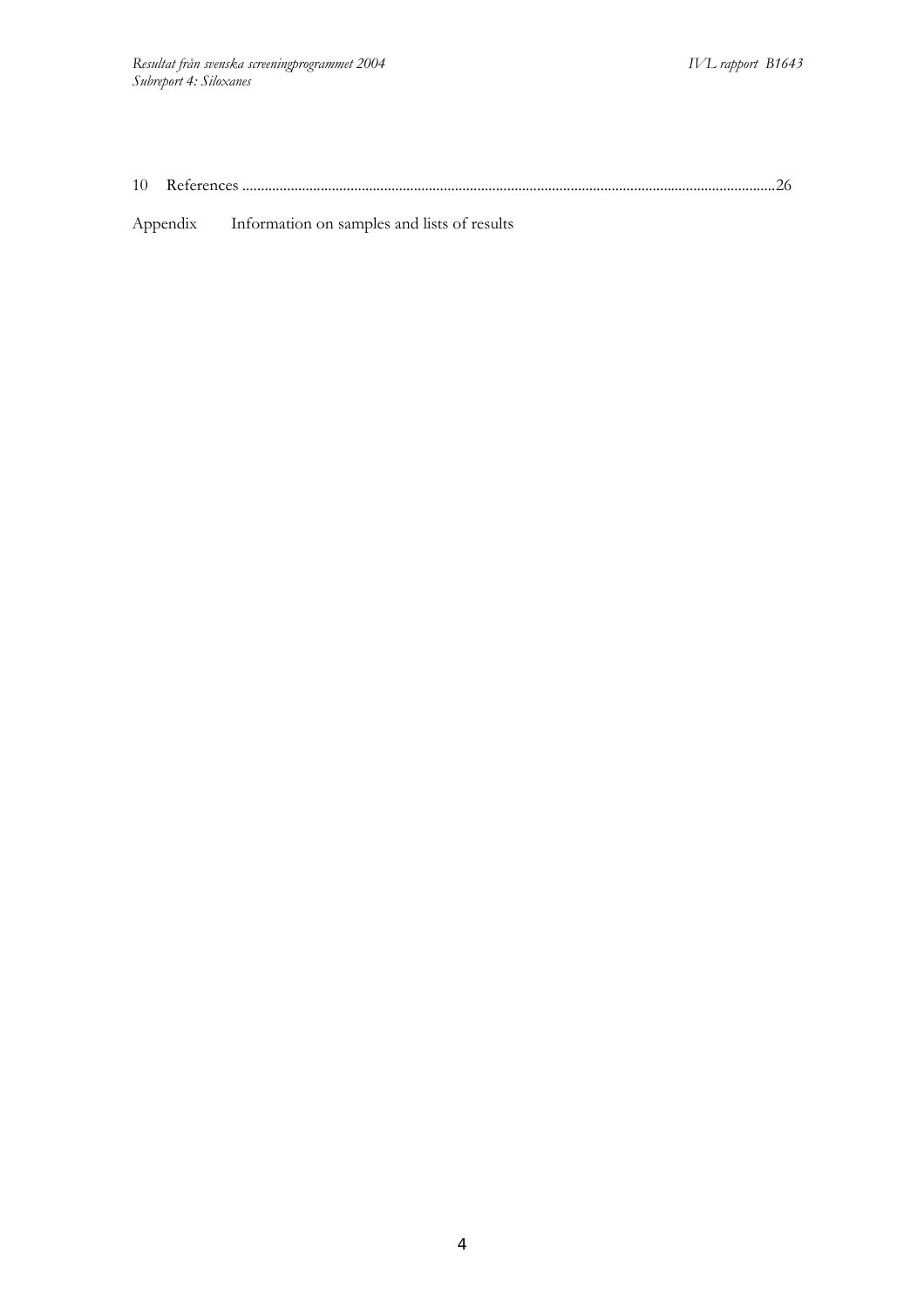10 References ..............................................................................................................................................26

Appendix Information on samples and lists of results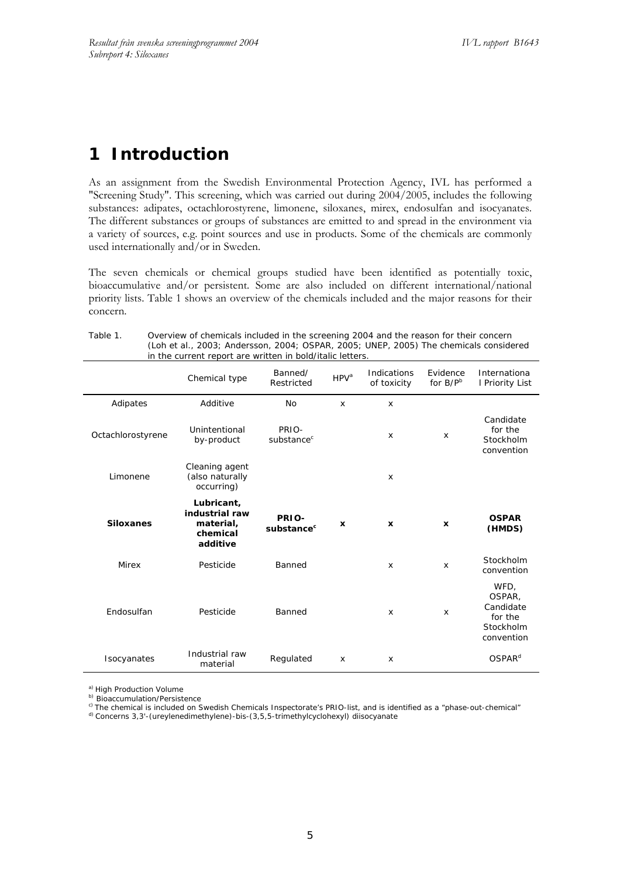# 1 Introduction

As an assignment from the Swedish Environmental Protection Agency, IVL has performed a "Screening Study". This screening, which was carried out during 2004/2005, includes the following substances: adipates, octachlorostyrene, limonene, siloxanes, mirex, endosulfan and isocyanates. The different substances or groups of substances are emitted to and spread in the environment via a variety of sources, e.g. point sources and use in products. Some of the chemicals are commonly used internationally and/or in Sweden.

The seven chemicals or chemical groups studied have been identified as potentially toxic, bioaccumulative and/or persistent. Some are also included on different international/national priority lists. Table 1 shows an overview of the chemicals included and the major reasons for their concern.

Table 1. Overview of chemicals included in the screening 2004 and the reason for their concern (Loh et al., 2003; Andersson, 2004; OSPAR, 2005; UNEP, 2005) The chemicals considered in the current report are written in bold/italic letters.

| | Chemical type | Banned/ Restricted | HPV[a] | Indications of toxicity | Evidence for B/P[b] | International Priority List |
|---|---|---|---|---|---|---|
| Adipates | Additive | No | x | x | | |
| Octachlorostyrene | Unintentional by-product | PRIO-substance[c] | | x | x | Candidate for the Stockholm convention |
| Limonene | Cleaning agent (also naturally occurring) | | | x | | |
| **Siloxanes** | **Lubricant, industrial raw material, chemical additive** | **PRIO-substance[c]** | **x** | **x** | **x** | **OSPAR (HMDS)** |
| Mirex | Pesticide | Banned | | x | x | Stockholm convention |
| Endosulfan | Pesticide | Banned | | x | x | WFD, OSPAR, Candidate for the Stockholm convention |
| Isocyanates | Industrial raw material | Regulated | x | x | | OSPAR[d] |

[a)] High Production Volume
[b)] Bioaccumulation/Persistence
[c)] The chemical is included on Swedish Chemicals Inspectorate's PRIO-list, and is identified as a "phase-out-chemical"
[d)] Concerns 3,3'-(ureylenedimethylene)-bis-(3,5,5-trimethylcyclohexyl) diisocyanate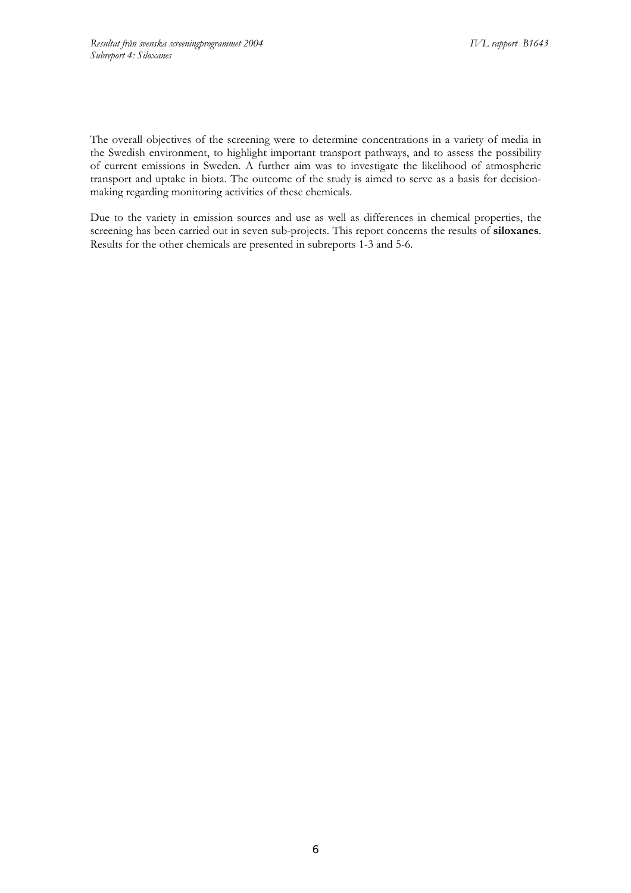The overall objectives of the screening were to determine concentrations in a variety of media in the Swedish environment, to highlight important transport pathways, and to assess the possibility of current emissions in Sweden. A further aim was to investigate the likelihood of atmospheric transport and uptake in biota. The outcome of the study is aimed to serve as a basis for decision-making regarding monitoring activities of these chemicals.

Due to the variety in emission sources and use as well as differences in chemical properties, the screening has been carried out in seven sub-projects. This report concerns the results of **siloxanes**. Results for the other chemicals are presented in subreports 1-3 and 5-6.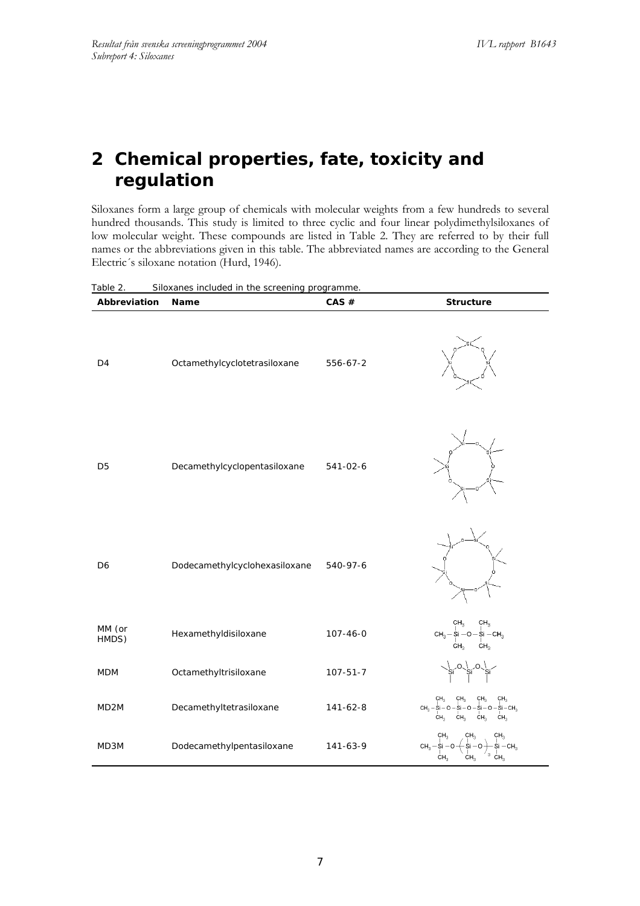# 2 Chemical properties, fate, toxicity and regulation

Siloxanes form a large group of chemicals with molecular weights from a few hundreds to several hundred thousands. This study is limited to three cyclic and four linear polydimethylsiloxanes of low molecular weight. These compounds are listed in Table 2. They are referred to by their full names or the abbreviations given in this table. The abbreviated names are according to the General Electric´s siloxane notation (Hurd, 1946).

Table 2. Siloxanes included in the screening programme.

| Abbreviation | Name | CAS # | Structure |
|---|---|---|---|
| D4 | Octamethylcyclotetrasiloxane | 556-67-2 | |
| D5 | Decamethylcyclopentasiloxane | 541-02-6 | |
| D6 | Dodecamethylcyclohexasiloxane | 540-97-6 | |
| MM (or HMDS) | Hexamethyldisiloxane | 107-46-0 | $CH_3-Si(CH_3)_2-O-Si(CH_3)_2-CH_3$ |
| MDM | Octamethyltrisiloxane | 107-51-7 | |
| MD2M | Decamethyltetrasiloxane | 141-62-8 | $CH_3-Si(CH_3)_2-O-Si(CH_3)_2-O-Si(CH_3)_2-O-Si(CH_3)_2-CH_3$ |
| MD3M | Dodecamethylpentasiloxane | 141-63-9 | $CH_3-Si(CH_3)_2-O-(Si(CH_3)_2-O)_3-Si(CH_3)_2-CH_3$ |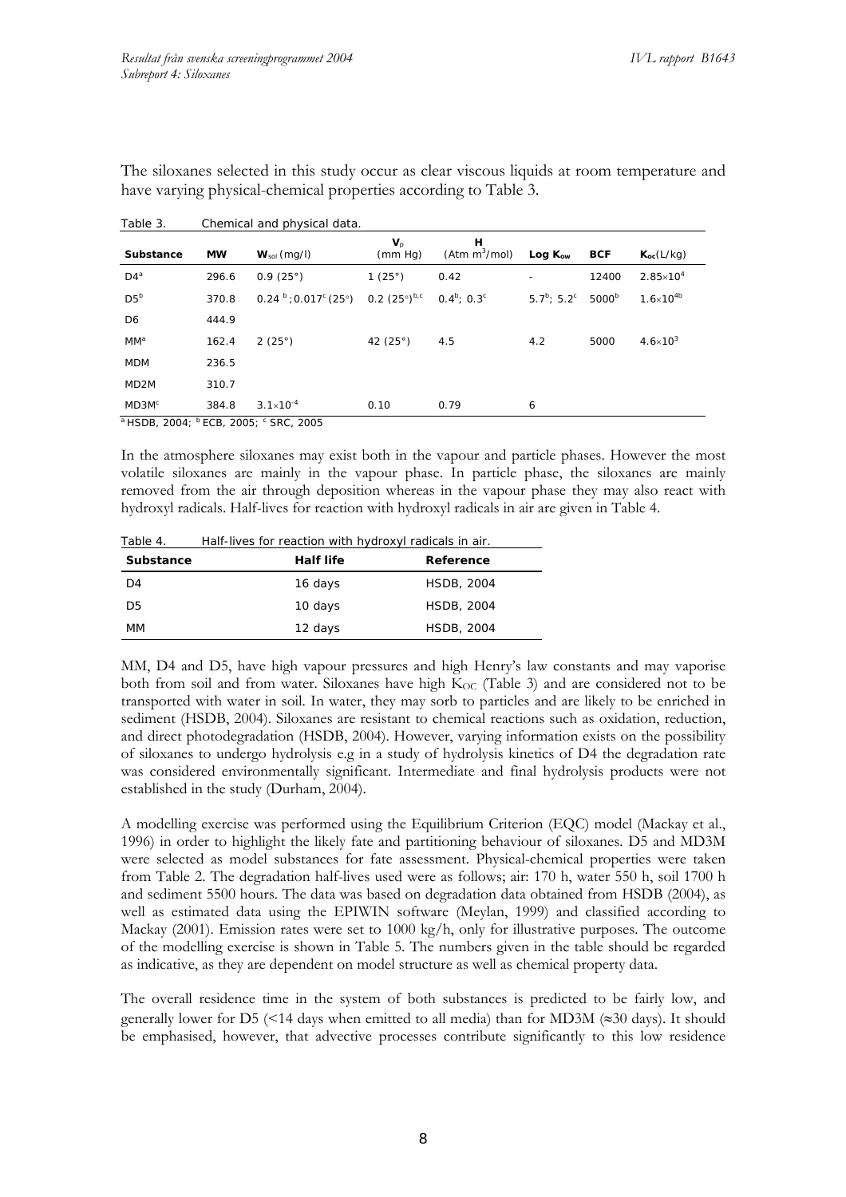The siloxanes selected in this study occur as clear viscous liquids at room temperature and have varying physical-chemical properties according to Table 3.

Table 3. Chemical and physical data.

| Substance | MW | $W_{sol}$ (mg/l) | $V_p$ (mm Hg) | H (Atm $m^3$/mol) | Log $K_{ow}$ | BCF | $K_{oc}$(L/kg) |
|---|---|---|---|---|---|---|---|
| D4[a] | 296.6 | 0.9 (25°) | 1 (25°) | 0.42 | - | 12400 | $2.85 \times 10^4$ |
| D5[b] | 370.8 | 0.24 [b]; 0.017[c] (25°) | 0.2 (25°)[b,c] | 0.4[b]; 0.3[c] | 5.7[b]; 5.2[c] | 5000[b] | $1.6 \times 10^{4}$[b] |
| D6 | 444.9 | | | | | | |
| MM[a] | 162.4 | 2 (25°) | 42 (25°) | 4.5 | 4.2 | 5000 | $4.6 \times 10^3$ |
| MDM | 236.5 | | | | | | |
| MD2M | 310.7 | | | | | | |
| MD3M[c] | 384.8 | $3.1 \times 10^{-4}$ | 0.10 | 0.79 | 6 | | |

[a] HSDB, 2004; [b] ECB, 2005; [c] SRC, 2005

In the atmosphere siloxanes may exist both in the vapour and particle phases. However the most volatile siloxanes are mainly in the vapour phase. In particle phase, the siloxanes are mainly removed from the air through deposition whereas in the vapour phase they may also react with hydroxyl radicals. Half-lives for reaction with hydroxyl radicals in air are given in Table 4.

Table 4. Half-lives for reaction with hydroxyl radicals in air.

| Substance | Half life | Reference |
|---|---|---|
| D4 | 16 days | HSDB, 2004 |
| D5 | 10 days | HSDB, 2004 |
| MM | 12 days | HSDB, 2004 |

MM, D4 and D5, have high vapour pressures and high Henry's law constants and may vaporise both from soil and from water. Siloxanes have high $K_{OC}$ (Table 3) and are considered not to be transported with water in soil. In water, they may sorb to particles and are likely to be enriched in sediment (HSDB, 2004). Siloxanes are resistant to chemical reactions such as oxidation, reduction, and direct photodegradation (HSDB, 2004). However, varying information exists on the possibility of siloxanes to undergo hydrolysis e.g in a study of hydrolysis kinetics of D4 the degradation rate was considered environmentally significant. Intermediate and final hydrolysis products were not established in the study (Durham, 2004).

A modelling exercise was performed using the Equilibrium Criterion (EQC) model (Mackay et al., 1996) in order to highlight the likely fate and partitioning behaviour of siloxanes. D5 and MD3M were selected as model substances for fate assessment. Physical-chemical properties were taken from Table 2. The degradation half-lives used were as follows; air: 170 h, water 550 h, soil 1700 h and sediment 5500 hours. The data was based on degradation data obtained from HSDB (2004), as well as estimated data using the EPIWIN software (Meylan, 1999) and classified according to Mackay (2001). Emission rates were set to 1000 kg/h, only for illustrative purposes. The outcome of the modelling exercise is shown in Table 5. The numbers given in the table should be regarded as indicative, as they are dependent on model structure as well as chemical property data.

The overall residence time in the system of both substances is predicted to be fairly low, and generally lower for D5 (<14 days when emitted to all media) than for MD3M (≈30 days). It should be emphasised, however, that advective processes contribute significantly to this low residence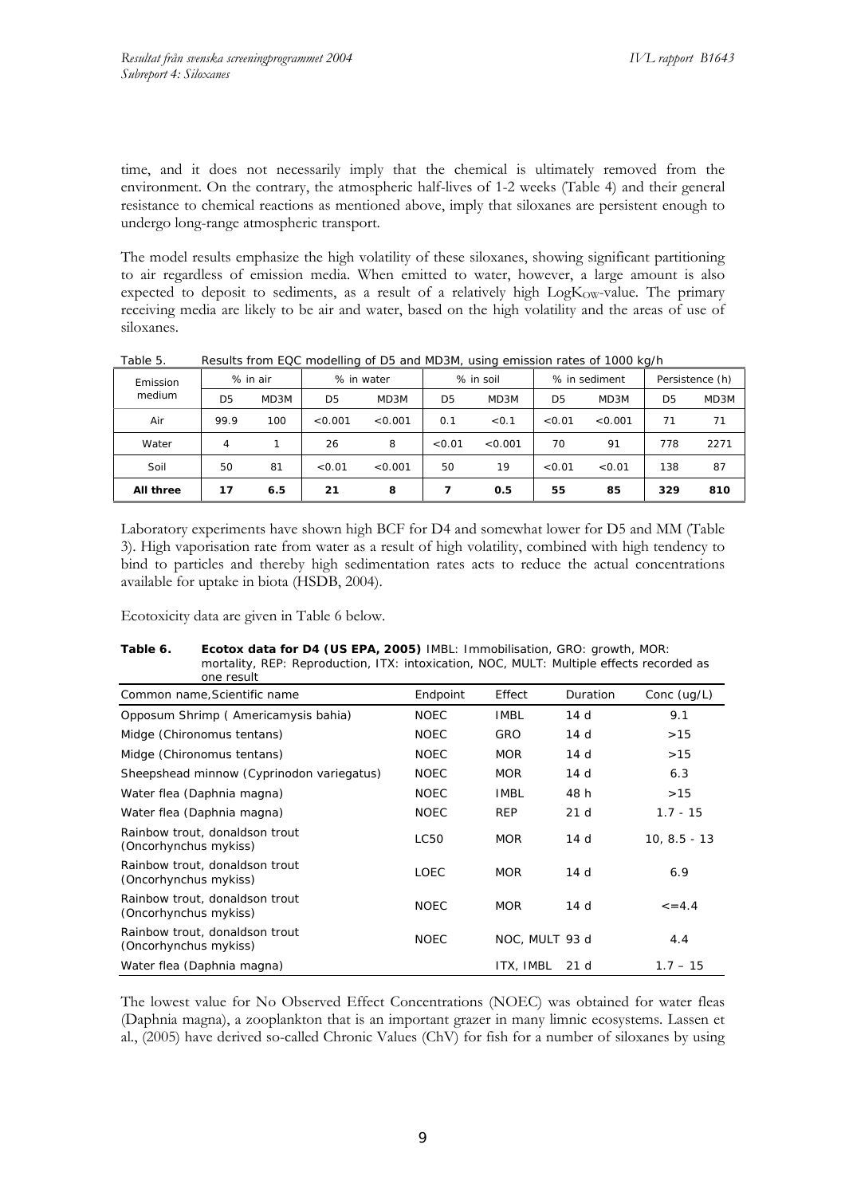time, and it does not necessarily imply that the chemical is ultimately removed from the environment. On the contrary, the atmospheric half-lives of 1-2 weeks (Table 4) and their general resistance to chemical reactions as mentioned above, imply that siloxanes are persistent enough to undergo long-range atmospheric transport.

The model results emphasize the high volatility of these siloxanes, showing significant partitioning to air regardless of emission media. When emitted to water, however, a large amount is also expected to deposit to sediments, as a result of a relatively high $LogK_{OW}$-value. The primary receiving media are likely to be air and water, based on the high volatility and the areas of use of siloxanes.

Table 5. Results from EQC modelling of D5 and MD3M, using emission rates of 1000 kg/h

| Emission medium | % in air | | % in water | | % in soil | | % in sediment | | Persistence (h) | |
|---|---|---|---|---|---|---|---|---|---|---|
| | D5 | MD3M | D5 | MD3M | D5 | MD3M | D5 | MD3M | D5 | MD3M |
| Air | 99.9 | 100 | <0.001 | <0.001 | 0.1 | <0.1 | <0.01 | <0.001 | 71 | 71 |
| Water | 4 | 1 | 26 | 8 | <0.01 | <0.001 | 70 | 91 | 778 | 2271 |
| Soil | 50 | 81 | <0.01 | <0.001 | 50 | 19 | <0.01 | <0.01 | 138 | 87 |
| **All three** | **17** | **6.5** | **21** | **8** | **7** | **0.5** | **55** | **85** | **329** | **810** |

Laboratory experiments have shown high BCF for D4 and somewhat lower for D5 and MM (Table 3). High vaporisation rate from water as a result of high volatility, combined with high tendency to bind to particles and thereby high sedimentation rates acts to reduce the actual concentrations available for uptake in biota (HSDB, 2004).

Ecotoxicity data are given in Table 6 below.

**Table 6. Ecotox data for D4 (US EPA, 2005)** IMBL: Immobilisation, GRO: growth, MOR: mortality, REP: Reproduction, ITX: intoxication, NOC, MULT: Multiple effects recorded as one result

| Common name,Scientific name | Endpoint | Effect | Duration | Conc (ug/L) |
|---|---|---|---|---|
| Opposum Shrimp ( Americamysis bahia) | NOEC | IMBL | 14 d | 9.1 |
| Midge (Chironomus tentans) | NOEC | GRO | 14 d | >15 |
| Midge (Chironomus tentans) | NOEC | MOR | 14 d | >15 |
| Sheepshead minnow (Cyprinodon variegatus) | NOEC | MOR | 14 d | 6.3 |
| Water flea (Daphnia magna) | NOEC | IMBL | 48 h | >15 |
| Water flea (Daphnia magna) | NOEC | REP | 21 d | 1.7 - 15 |
| Rainbow trout, donaldson trout (Oncorhynchus mykiss) | LC50 | MOR | 14 d | 10, 8.5 - 13 |
| Rainbow trout, donaldson trout (Oncorhynchus mykiss) | LOEC | MOR | 14 d | 6.9 |
| Rainbow trout, donaldson trout (Oncorhynchus mykiss) | NOEC | MOR | 14 d | <=4.4 |
| Rainbow trout, donaldson trout (Oncorhynchus mykiss) | NOEC | NOC, MULT | 93 d | 4.4 |
| Water flea (Daphnia magna) | | ITX, IMBL | 21 d | 1.7 – 15 |

The lowest value for No Observed Effect Concentrations (NOEC) was obtained for water fleas (Daphnia magna), a zooplankton that is an important grazer in many limnic ecosystems. Lassen et al., (2005) have derived so-called Chronic Values (ChV) for fish for a number of siloxanes by using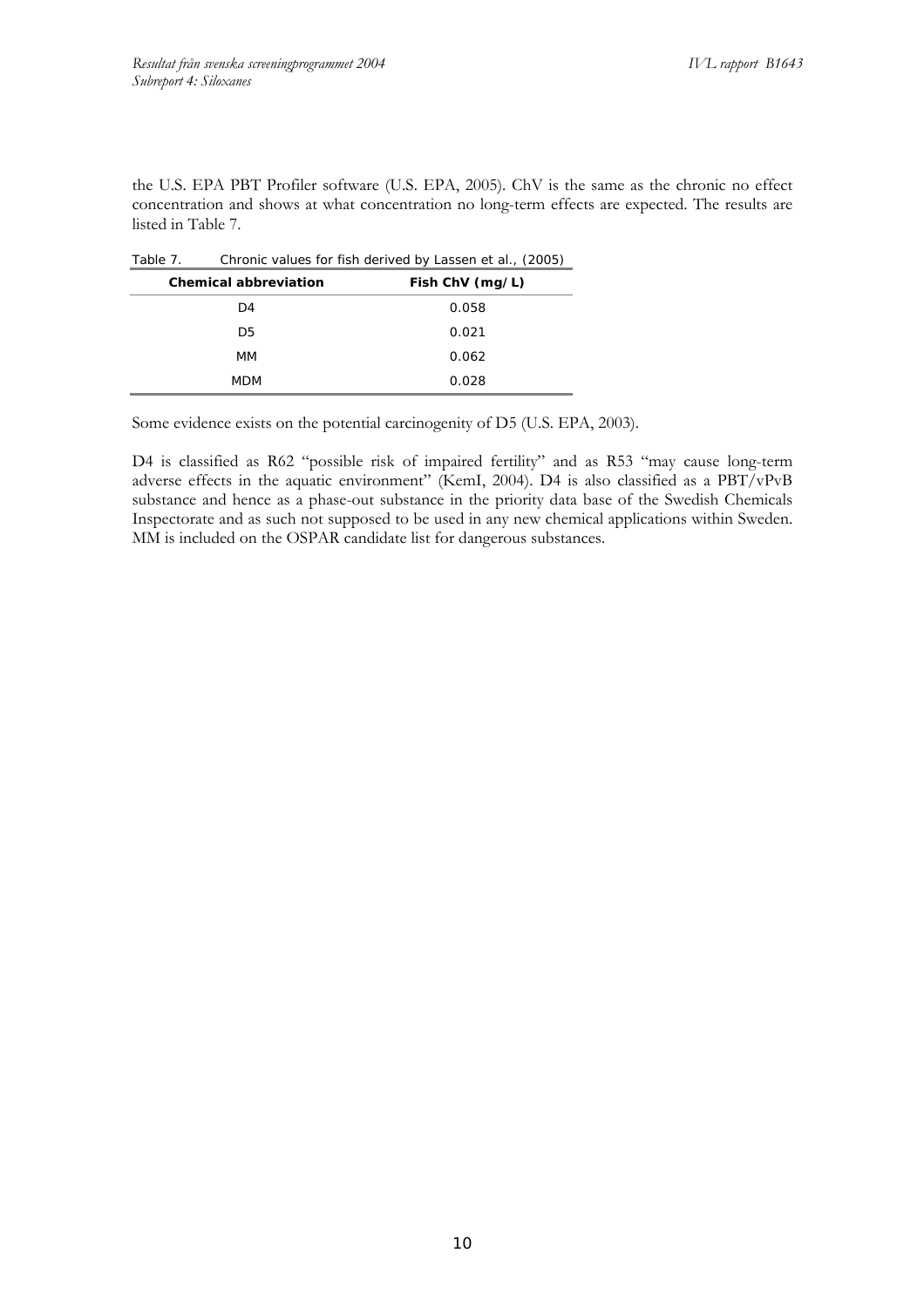the U.S. EPA PBT Profiler software (U.S. EPA, 2005). ChV is the same as the chronic no effect concentration and shows at what concentration no long-term effects are expected. The results are listed in Table 7.

Table 7. Chronic values for fish derived by Lassen et al., (2005)

| Chemical abbreviation | Fish ChV (mg/L) |
|---|---|
| D4 | 0.058 |
| D5 | 0.021 |
| MM | 0.062 |
| MDM | 0.028 |

Some evidence exists on the potential carcinogenity of D5 (U.S. EPA, 2003).

D4 is classified as R62 "possible risk of impaired fertility" and as R53 "may cause long-term adverse effects in the aquatic environment" (KemI, 2004). D4 is also classified as a PBT/vPvB substance and hence as a phase-out substance in the priority data base of the Swedish Chemicals Inspectorate and as such not supposed to be used in any new chemical applications within Sweden. MM is included on the OSPAR candidate list for dangerous substances.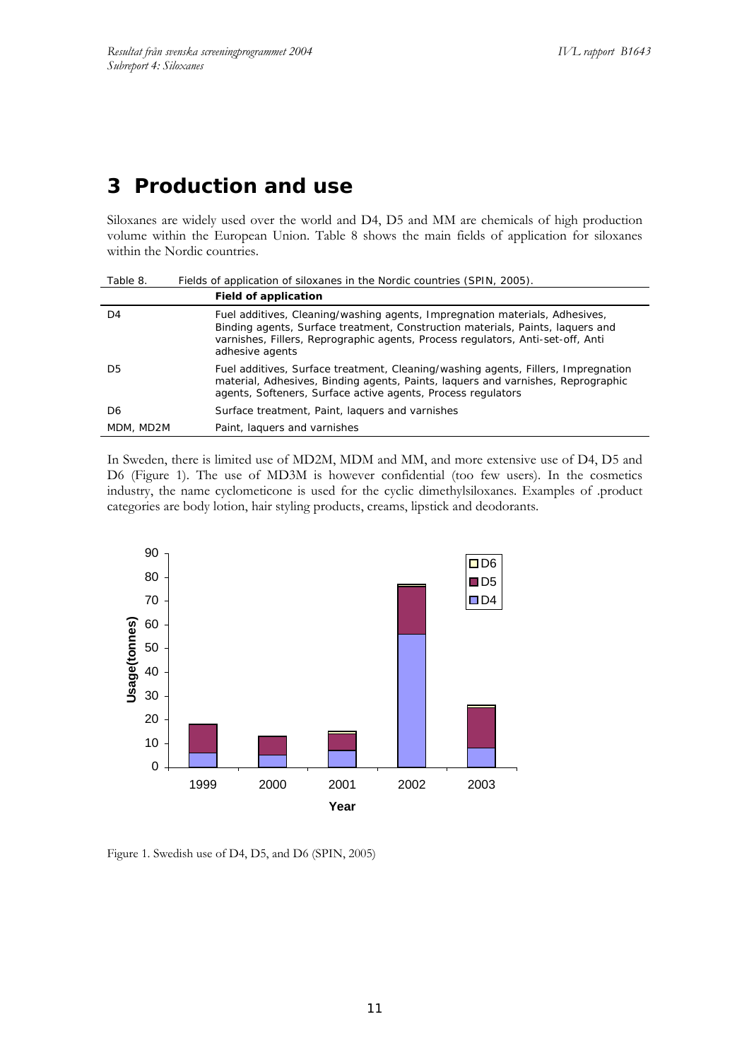# 3 Production and use

Siloxanes are widely used over the world and D4, D5 and MM are chemicals of high production volume within the European Union. Table 8 shows the main fields of application for siloxanes within the Nordic countries.

Table 8. Fields of application of siloxanes in the Nordic countries (SPIN, 2005).

| | Field of application |
|---|---|
| D4 | Fuel additives, Cleaning/washing agents, Impregnation materials, Adhesives, Binding agents, Surface treatment, Construction materials, Paints, laquers and varnishes, Fillers, Reprographic agents, Process regulators, Anti-set-off, Anti adhesive agents |
| D5 | Fuel additives, Surface treatment, Cleaning/washing agents, Fillers, Impregnation material, Adhesives, Binding agents, Paints, laquers and varnishes, Reprographic agents, Softeners, Surface active agents, Process regulators |
| D6 | Surface treatment, Paint, laquers and varnishes |
| MDM, MD2M | Paint, laquers and varnishes |

In Sweden, there is limited use of MD2M, MDM and MM, and more extensive use of D4, D5 and D6 (Figure 1). The use of MD3M is however confidential (too few users). In the cosmetics industry, the name cyclometicone is used for the cyclic dimethylsiloxanes. Examples of .product categories are body lotion, hair styling products, creams, lipstick and deodorants.

Figure 1. Swedish use of D4, D5, and D6 (SPIN, 2005)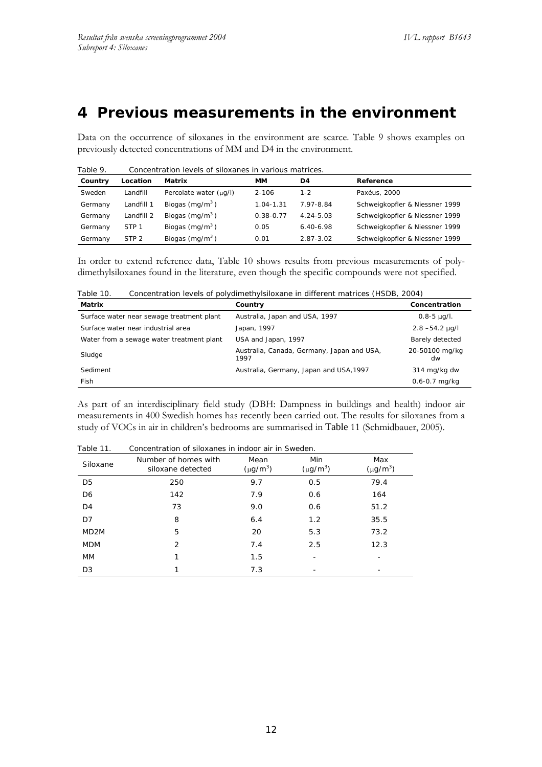# 4 Previous measurements in the environment

Data on the occurrence of siloxanes in the environment are scarce. Table 9 shows examples on previously detected concentrations of MM and D4 in the environment.

Table 9. Concentration levels of siloxanes in various matrices.

| Country | Location | Matrix | MM | D4 | Reference |
|---|---|---|---|---|---|
| Sweden | Landfill | Percolate water (μg/l) | 2-106 | 1-2 | Paxéus, 2000 |
| Germany | Landfill 1 | Biogas (mg/m$^3$) | 1.04-1.31 | 7.97-8.84 | Schweigkopfler & Niessner 1999 |
| Germany | Landfill 2 | Biogas (mg/m$^3$) | 0.38-0.77 | 4.24-5.03 | Schweigkopfler & Niessner 1999 |
| Germany | STP 1 | Biogas (mg/m$^3$) | 0.05 | 6.40-6.98 | Schweigkopfler & Niessner 1999 |
| Germany | STP 2 | Biogas (mg/m$^3$) | 0.01 | 2.87-3.02 | Schweigkopfler & Niessner 1999 |

In order to extend reference data, Table 10 shows results from previous measurements of polydimethylsiloxanes found in the literature, even though the specific compounds were not specified.

Table 10. Concentration levels of polydimethylsiloxane in different matrices (HSDB, 2004)

| Matrix | Country | Concentration |
|---|---|---|
| Surface water near sewage treatment plant | Australia, Japan and USA, 1997 | 0.8-5 µg/l. |
| Surface water near industrial area | Japan, 1997 | 2.8 –54.2 µg/l |
| Water from a sewage water treatment plant | USA and Japan, 1997 | Barely detected |
| Sludge | Australia, Canada, Germany, Japan and USA, 1997 | 20-50100 mg/kg dw |
| Sediment | Australia, Germany, Japan and USA,1997 | 314 mg/kg dw |
| Fish | | 0.6-0.7 mg/kg |

As part of an interdisciplinary field study (DBH: Dampness in buildings and health) indoor air measurements in 400 Swedish homes has recently been carried out. The results for siloxanes from a study of VOCs in air in children's bedrooms are summarised in Table 11 (Schmidbauer, 2005).

Table 11. Concentration of siloxanes in indoor air in Sweden.

| Siloxane | Number of homes with siloxane detected | Mean (μg/m$^3$) | Min (μg/m$^3$) | Max (μg/m$^3$) |
|---|---|---|---|---|
| D5 | 250 | 9.7 | 0.5 | 79.4 |
| D6 | 142 | 7.9 | 0.6 | 164 |
| D4 | 73 | 9.0 | 0.6 | 51.2 |
| D7 | 8 | 6.4 | 1.2 | 35.5 |
| MD2M | 5 | 20 | 5.3 | 73.2 |
| MDM | 2 | 7.4 | 2.5 | 12.3 |
| MM | 1 | 1.5 | - | - |
| D3 | 1 | 7.3 | - | - |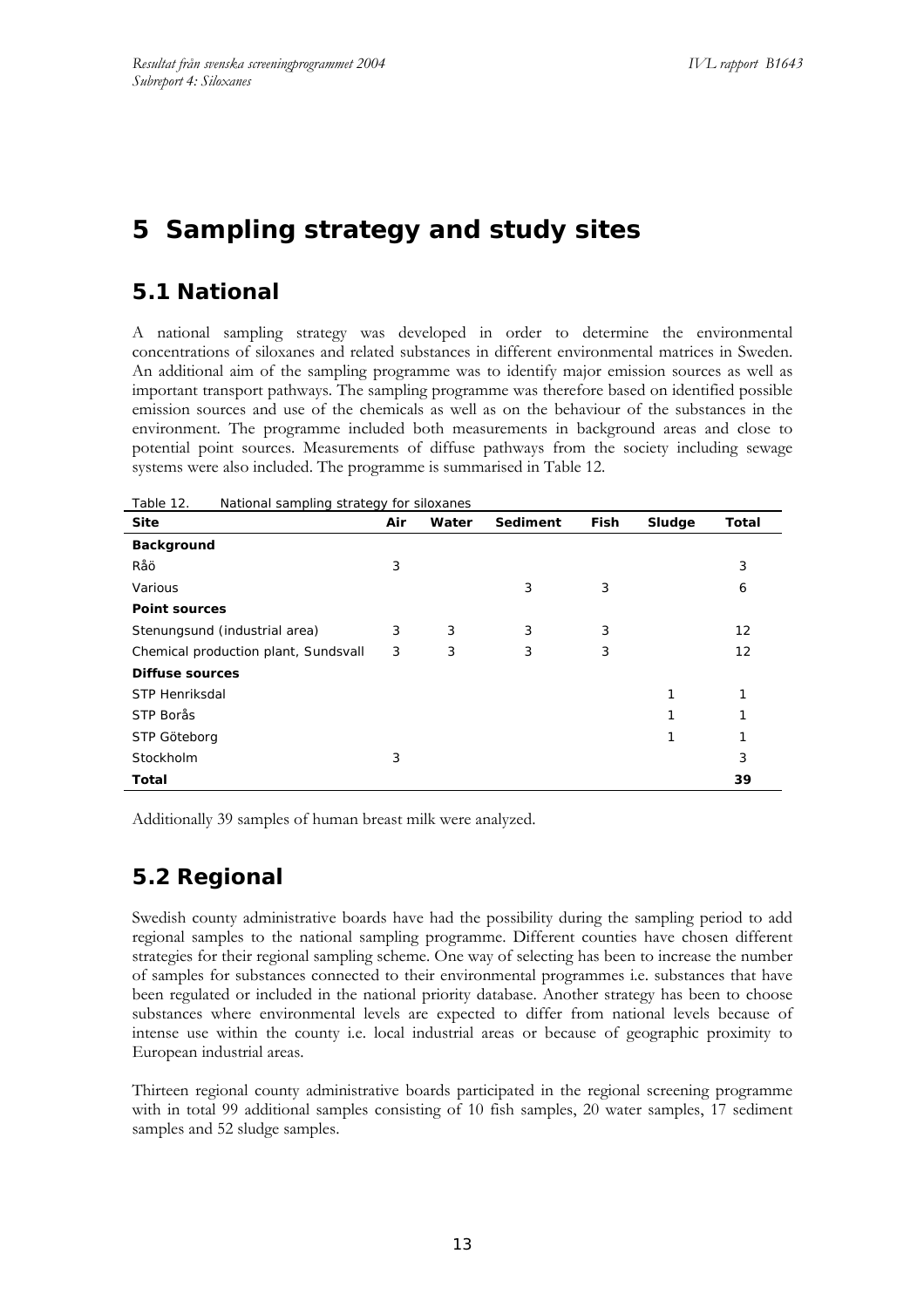# 5 Sampling strategy and study sites

## 5.1 National

A national sampling strategy was developed in order to determine the environmental concentrations of siloxanes and related substances in different environmental matrices in Sweden. An additional aim of the sampling programme was to identify major emission sources as well as important transport pathways. The sampling programme was therefore based on identified possible emission sources and use of the chemicals as well as on the behaviour of the substances in the environment. The programme included both measurements in background areas and close to potential point sources. Measurements of diffuse pathways from the society including sewage systems were also included. The programme is summarised in Table 12.

Table 12. National sampling strategy for siloxanes

| Site | Air | Water | Sediment | Fish | Sludge | Total |
|---|---|---|---|---|---|---|
| **Background** | | | | | | |
| Råö | 3 | | | | | 3 |
| Various | | | 3 | 3 | | 6 |
| **Point sources** | | | | | | |
| Stenungsund (industrial area) | 3 | 3 | 3 | 3 | | 12 |
| Chemical production plant, Sundsvall | 3 | 3 | 3 | 3 | | 12 |
| **Diffuse sources** | | | | | | |
| STP Henriksdal | | | | | 1 | 1 |
| STP Borås | | | | | 1 | 1 |
| STP Göteborg | | | | | 1 | 1 |
| Stockholm | 3 | | | | | 3 |
| **Total** | | | | | | **39** |

Additionally 39 samples of human breast milk were analyzed.

## 5.2 Regional

Swedish county administrative boards have had the possibility during the sampling period to add regional samples to the national sampling programme. Different counties have chosen different strategies for their regional sampling scheme. One way of selecting has been to increase the number of samples for substances connected to their environmental programmes i.e. substances that have been regulated or included in the national priority database. Another strategy has been to choose substances where environmental levels are expected to differ from national levels because of intense use within the county i.e. local industrial areas or because of geographic proximity to European industrial areas.

Thirteen regional county administrative boards participated in the regional screening programme with in total 99 additional samples consisting of 10 fish samples, 20 water samples, 17 sediment samples and 52 sludge samples.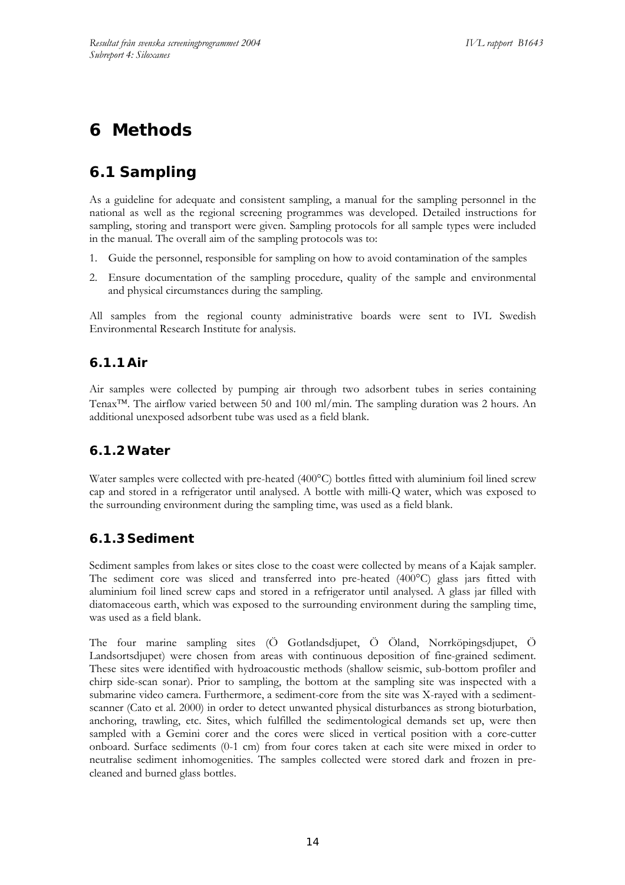# 6 Methods

## 6.1 Sampling

As a guideline for adequate and consistent sampling, a manual for the sampling personnel in the national as well as the regional screening programmes was developed. Detailed instructions for sampling, storing and transport were given. Sampling protocols for all sample types were included in the manual. The overall aim of the sampling protocols was to:

1. Guide the personnel, responsible for sampling on how to avoid contamination of the samples
2. Ensure documentation of the sampling procedure, quality of the sample and environmental and physical circumstances during the sampling.

All samples from the regional county administrative boards were sent to IVL Swedish Environmental Research Institute for analysis.

### 6.1.1 Air

Air samples were collected by pumping air through two adsorbent tubes in series containing Tenax™. The airflow varied between 50 and 100 ml/min. The sampling duration was 2 hours. An additional unexposed adsorbent tube was used as a field blank.

### 6.1.2 Water

Water samples were collected with pre-heated (400°C) bottles fitted with aluminium foil lined screw cap and stored in a refrigerator until analysed. A bottle with milli-Q water, which was exposed to the surrounding environment during the sampling time, was used as a field blank.

### 6.1.3 Sediment

Sediment samples from lakes or sites close to the coast were collected by means of a Kajak sampler. The sediment core was sliced and transferred into pre-heated (400°C) glass jars fitted with aluminium foil lined screw caps and stored in a refrigerator until analysed. A glass jar filled with diatomaceous earth, which was exposed to the surrounding environment during the sampling time, was used as a field blank.

The four marine sampling sites (Ö Gotlandsdjupet, Ö Öland, Norrköpingsdjupet, Ö Landsortsdjupet) were chosen from areas with continuous deposition of fine-grained sediment. These sites were identified with hydroacoustic methods (shallow seismic, sub-bottom profiler and chirp side-scan sonar). Prior to sampling, the bottom at the sampling site was inspected with a submarine video camera. Furthermore, a sediment-core from the site was X-rayed with a sediment-scanner (Cato et al. 2000) in order to detect unwanted physical disturbances as strong bioturbation, anchoring, trawling, etc. Sites, which fulfilled the sedimentological demands set up, were then sampled with a Gemini corer and the cores were sliced in vertical position with a core-cutter onboard. Surface sediments (0-1 cm) from four cores taken at each site were mixed in order to neutralise sediment inhomogenities. The samples collected were stored dark and frozen in pre-cleaned and burned glass bottles.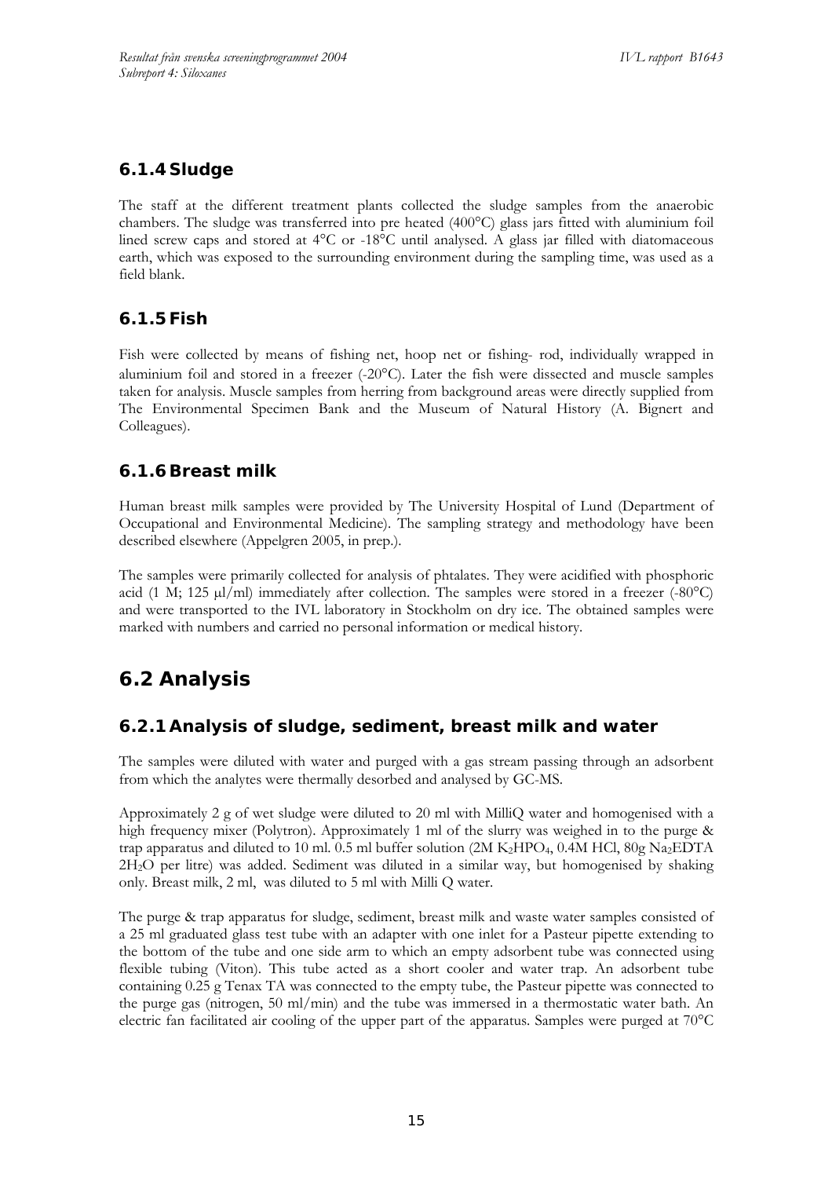### 6.1.4 Sludge

The staff at the different treatment plants collected the sludge samples from the anaerobic chambers. The sludge was transferred into pre heated (400°C) glass jars fitted with aluminium foil lined screw caps and stored at 4°C or -18°C until analysed. A glass jar filled with diatomaceous earth, which was exposed to the surrounding environment during the sampling time, was used as a field blank.

### 6.1.5 Fish

Fish were collected by means of fishing net, hoop net or fishing- rod, individually wrapped in aluminium foil and stored in a freezer (-20°C). Later the fish were dissected and muscle samples taken for analysis. Muscle samples from herring from background areas were directly supplied from The Environmental Specimen Bank and the Museum of Natural History (A. Bignert and Colleagues).

### 6.1.6 Breast milk

Human breast milk samples were provided by The University Hospital of Lund (Department of Occupational and Environmental Medicine). The sampling strategy and methodology have been described elsewhere (Appelgren 2005, in prep.).

The samples were primarily collected for analysis of phtalates. They were acidified with phosphoric acid (1 M; 125 μl/ml) immediately after collection. The samples were stored in a freezer (-80°C) and were transported to the IVL laboratory in Stockholm on dry ice. The obtained samples were marked with numbers and carried no personal information or medical history.

## 6.2 Analysis

### 6.2.1 Analysis of sludge, sediment, breast milk and water

The samples were diluted with water and purged with a gas stream passing through an adsorbent from which the analytes were thermally desorbed and analysed by GC-MS.

Approximately 2 g of wet sludge were diluted to 20 ml with MilliQ water and homogenised with a high frequency mixer (Polytron). Approximately 1 ml of the slurry was weighed in to the purge & trap apparatus and diluted to 10 ml. 0.5 ml buffer solution (2M $K_2HPO_4$, 0.4M HCl, 80g $Na_2EDTA$ $2H_2O$ per litre) was added. Sediment was diluted in a similar way, but homogenised by shaking only. Breast milk, 2 ml, was diluted to 5 ml with Milli Q water.

The purge & trap apparatus for sludge, sediment, breast milk and waste water samples consisted of a 25 ml graduated glass test tube with an adapter with one inlet for a Pasteur pipette extending to the bottom of the tube and one side arm to which an empty adsorbent tube was connected using flexible tubing (Viton). This tube acted as a short cooler and water trap. An adsorbent tube containing 0.25 g Tenax TA was connected to the empty tube, the Pasteur pipette was connected to the purge gas (nitrogen, 50 ml/min) and the tube was immersed in a thermostatic water bath. An electric fan facilitated air cooling of the upper part of the apparatus. Samples were purged at 70°C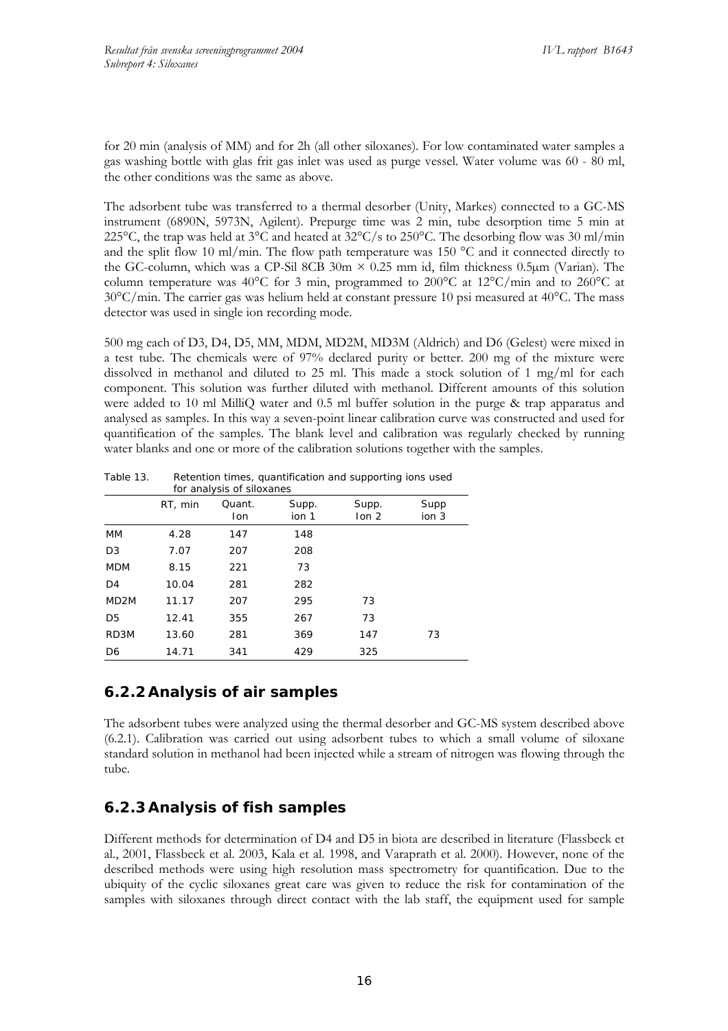for 20 min (analysis of MM) and for 2h (all other siloxanes). For low contaminated water samples a gas washing bottle with glas frit gas inlet was used as purge vessel. Water volume was 60 - 80 ml, the other conditions was the same as above.

The adsorbent tube was transferred to a thermal desorber (Unity, Markes) connected to a GC-MS instrument (6890N, 5973N, Agilent). Prepurge time was 2 min, tube desorption time 5 min at 225°C, the trap was held at 3°C and heated at 32°C/s to 250°C. The desorbing flow was 30 ml/min and the split flow 10 ml/min. The flow path temperature was 150 °C and it connected directly to the GC-column, which was a CP-Sil 8CB 30m × 0.25 mm id, film thickness 0.5µm (Varian). The column temperature was 40°C for 3 min, programmed to 200°C at 12°C/min and to 260°C at 30°C/min. The carrier gas was helium held at constant pressure 10 psi measured at 40°C. The mass detector was used in single ion recording mode.

500 mg each of D3, D4, D5, MM, MDM, MD2M, MD3M (Aldrich) and D6 (Gelest) were mixed in a test tube. The chemicals were of 97% declared purity or better. 200 mg of the mixture were dissolved in methanol and diluted to 25 ml. This made a stock solution of 1 mg/ml for each component. This solution was further diluted with methanol. Different amounts of this solution were added to 10 ml MilliQ water and 0.5 ml buffer solution in the purge & trap apparatus and analysed as samples. In this way a seven-point linear calibration curve was constructed and used for quantification of the samples. The blank level and calibration was regularly checked by running water blanks and one or more of the calibration solutions together with the samples.

Table 13. Retention times, quantification and supporting ions used for analysis of siloxanes

| | RT, min | Quant. Ion | Supp. ion 1 | Supp. Ion 2 | Supp ion 3 |
|---|---|---|---|---|---|
| MM | 4.28 | 147 | 148 | | |
| D3 | 7.07 | 207 | 208 | | |
| MDM | 8.15 | 221 | 73 | | |
| D4 | 10.04 | 281 | 282 | | |
| MD2M | 11.17 | 207 | 295 | 73 | |
| D5 | 12.41 | 355 | 267 | 73 | |
| RD3M | 13.60 | 281 | 369 | 147 | 73 |
| D6 | 14.71 | 341 | 429 | 325 | |

### 6.2.2 Analysis of air samples

The adsorbent tubes were analyzed using the thermal desorber and GC-MS system described above (6.2.1). Calibration was carried out using adsorbent tubes to which a small volume of siloxane standard solution in methanol had been injected while a stream of nitrogen was flowing through the tube.

### 6.2.3 Analysis of fish samples

Different methods for determination of D4 and D5 in biota are described in literature (Flassbeck et al., 2001, Flassbeck et al. 2003, Kala et al. 1998, and Varaprath et al. 2000). However, none of the described methods were using high resolution mass spectrometry for quantification. Due to the ubiquity of the cyclic siloxanes great care was given to reduce the risk for contamination of the samples with siloxanes through direct contact with the lab staff, the equipment used for sample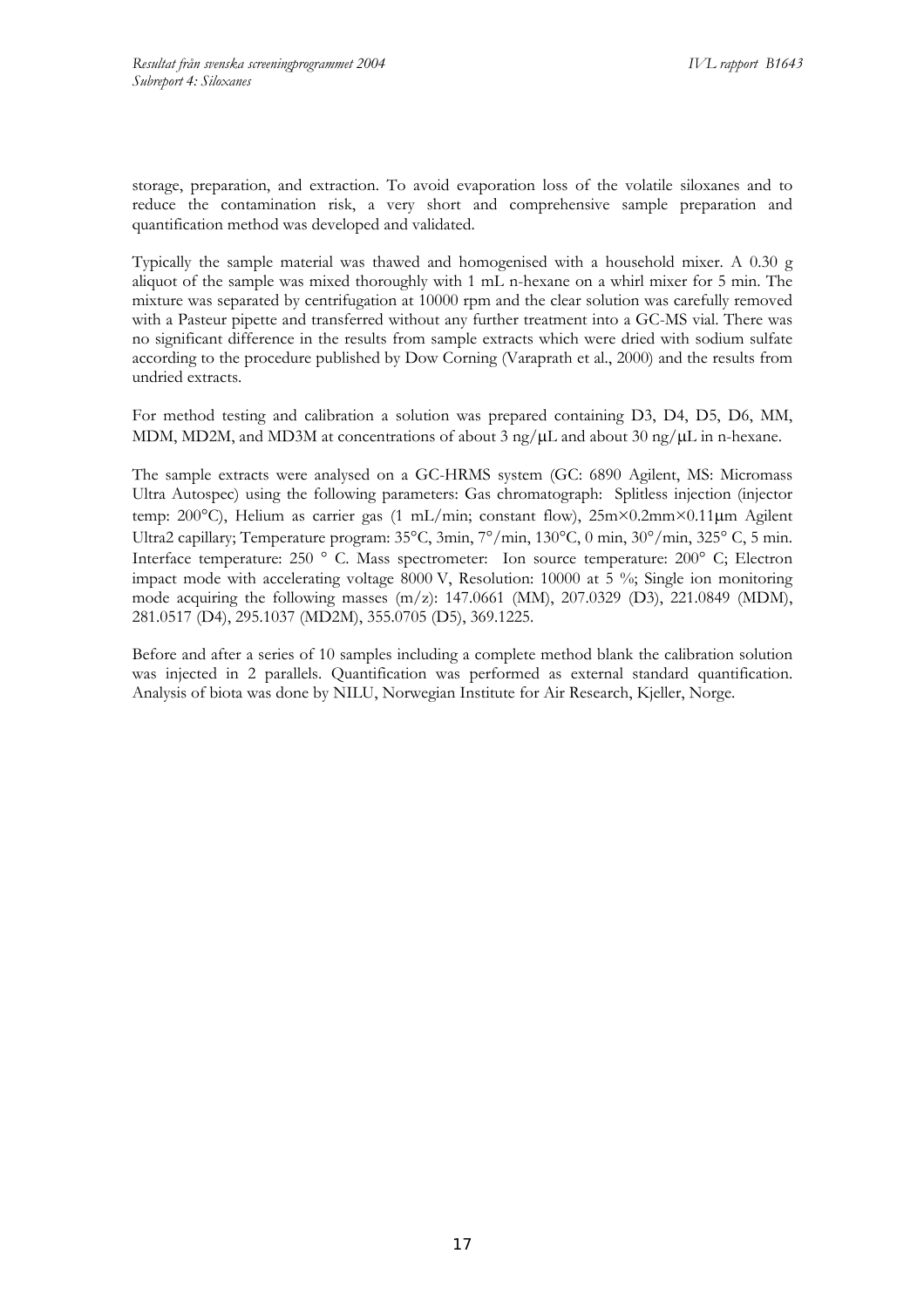storage, preparation, and extraction. To avoid evaporation loss of the volatile siloxanes and to reduce the contamination risk, a very short and comprehensive sample preparation and quantification method was developed and validated.

Typically the sample material was thawed and homogenised with a household mixer. A 0.30 g aliquot of the sample was mixed thoroughly with 1 mL n-hexane on a whirl mixer for 5 min. The mixture was separated by centrifugation at 10000 rpm and the clear solution was carefully removed with a Pasteur pipette and transferred without any further treatment into a GC-MS vial. There was no significant difference in the results from sample extracts which were dried with sodium sulfate according to the procedure published by Dow Corning (Varaprath et al., 2000) and the results from undried extracts.

For method testing and calibration a solution was prepared containing D3, D4, D5, D6, MM, MDM, MD2M, and MD3M at concentrations of about 3 ng/μL and about 30 ng/μL in n-hexane.

The sample extracts were analysed on a GC-HRMS system (GC: 6890 Agilent, MS: Micromass Ultra Autospec) using the following parameters: Gas chromatograph: Splitless injection (injector temp: 200°C), Helium as carrier gas (1 mL/min; constant flow), 25m×0.2mm×0.11μm Agilent Ultra2 capillary; Temperature program: 35°C, 3min, 7°/min, 130°C, 0 min, 30°/min, 325° C, 5 min. Interface temperature: 250 ° C. Mass spectrometer: Ion source temperature: 200° C; Electron impact mode with accelerating voltage 8000 V, Resolution: 10000 at 5 %; Single ion monitoring mode acquiring the following masses (m/z): 147.0661 (MM), 207.0329 (D3), 221.0849 (MDM), 281.0517 (D4), 295.1037 (MD2M), 355.0705 (D5), 369.1225.

Before and after a series of 10 samples including a complete method blank the calibration solution was injected in 2 parallels. Quantification was performed as external standard quantification. Analysis of biota was done by NILU, Norwegian Institute for Air Research, Kjeller, Norge.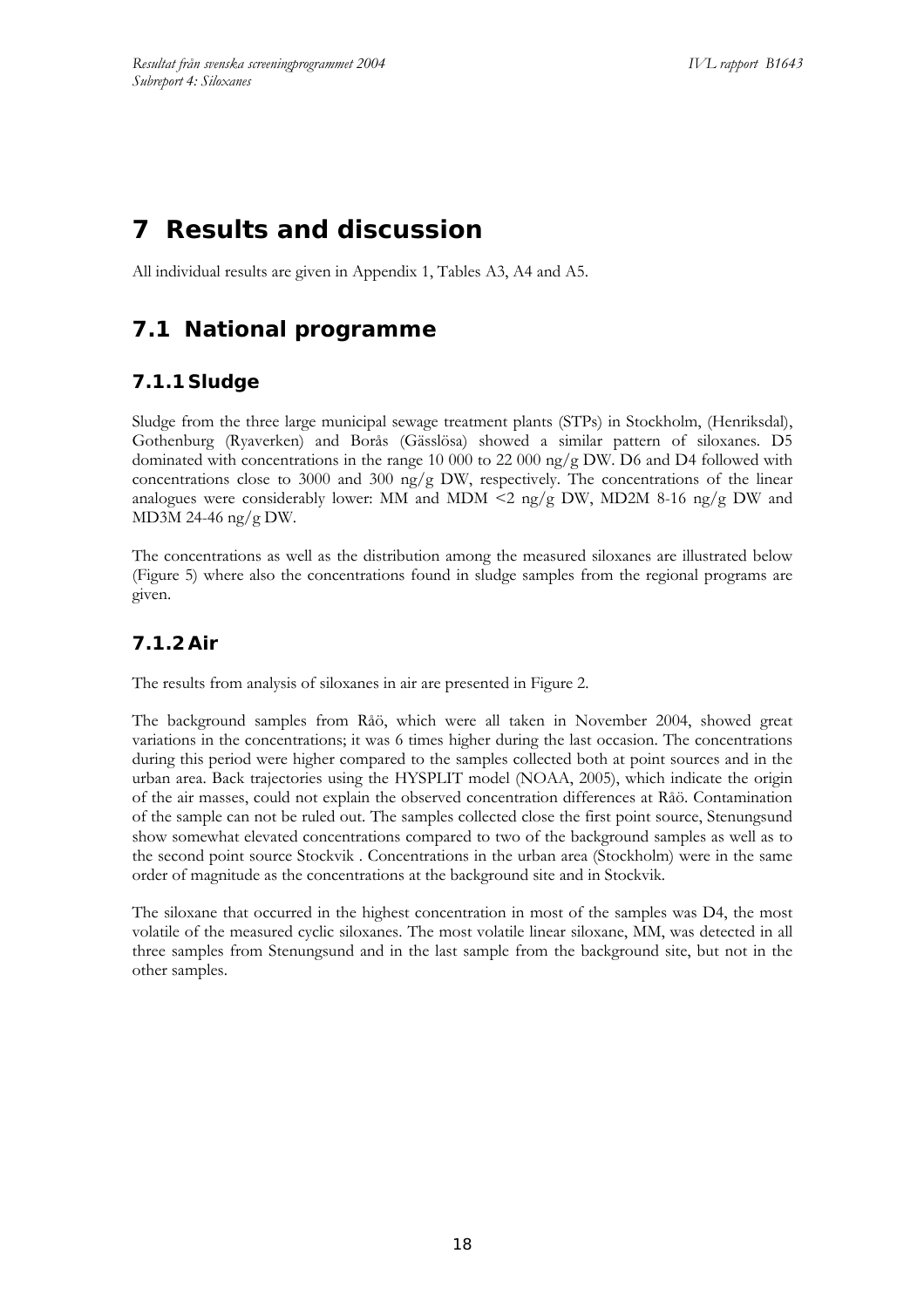# 7 Results and discussion

All individual results are given in Appendix 1, Tables A3, A4 and A5.

## 7.1 National programme

### 7.1.1 Sludge

Sludge from the three large municipal sewage treatment plants (STPs) in Stockholm, (Henriksdal), Gothenburg (Ryaverken) and Borås (Gässlösa) showed a similar pattern of siloxanes. D5 dominated with concentrations in the range 10 000 to 22 000 ng/g DW. D6 and D4 followed with concentrations close to 3000 and 300 ng/g DW, respectively. The concentrations of the linear analogues were considerably lower: MM and MDM <2 ng/g DW, MD2M 8-16 ng/g DW and MD3M 24-46 ng/g DW.

The concentrations as well as the distribution among the measured siloxanes are illustrated below (Figure 5) where also the concentrations found in sludge samples from the regional programs are given.

### 7.1.2 Air

The results from analysis of siloxanes in air are presented in Figure 2.

The background samples from Råö, which were all taken in November 2004, showed great variations in the concentrations; it was 6 times higher during the last occasion. The concentrations during this period were higher compared to the samples collected both at point sources and in the urban area. Back trajectories using the HYSPLIT model (NOAA, 2005), which indicate the origin of the air masses, could not explain the observed concentration differences at Råö. Contamination of the sample can not be ruled out. The samples collected close the first point source, Stenungsund show somewhat elevated concentrations compared to two of the background samples as well as to the second point source Stockvik . Concentrations in the urban area (Stockholm) were in the same order of magnitude as the concentrations at the background site and in Stockvik.

The siloxane that occurred in the highest concentration in most of the samples was D4, the most volatile of the measured cyclic siloxanes. The most volatile linear siloxane, MM, was detected in all three samples from Stenungsund and in the last sample from the background site, but not in the other samples.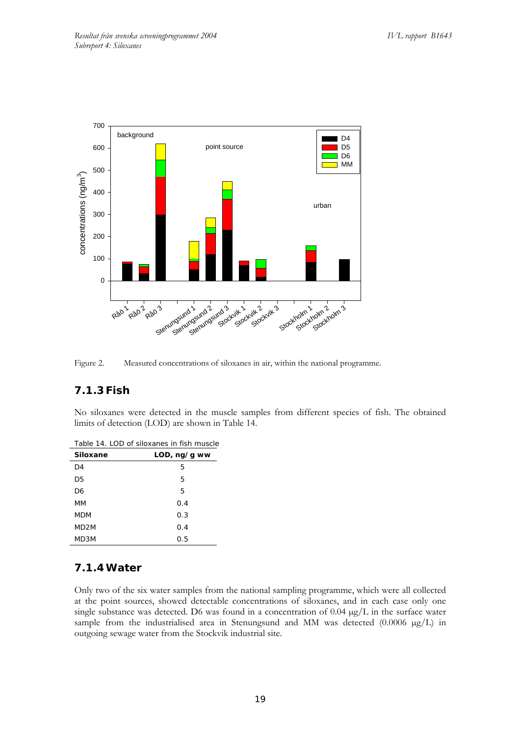Figure 2. Measured concentrations of siloxanes in air, within the national programme.

### 7.1.3 Fish

No siloxanes were detected in the muscle samples from different species of fish. The obtained limits of detection (LOD) are shown in Table 14.

Table 14. LOD of siloxanes in fish muscle

| Siloxane | LOD, ng/g ww |
|---|---|
| D4 | 5 |
| D5 | 5 |
| D6 | 5 |
| MM | 0.4 |
| MDM | 0.3 |
| MD2M | 0.4 |
| MD3M | 0.5 |

### 7.1.4 Water

Only two of the six water samples from the national sampling programme, which were all collected at the point sources, showed detectable concentrations of siloxanes, and in each case only one single substance was detected. D6 was found in a concentration of 0.04 μg/L in the surface water sample from the industrialised area in Stenungsund and MM was detected (0.0006 μg/L) in outgoing sewage water from the Stockvik industrial site.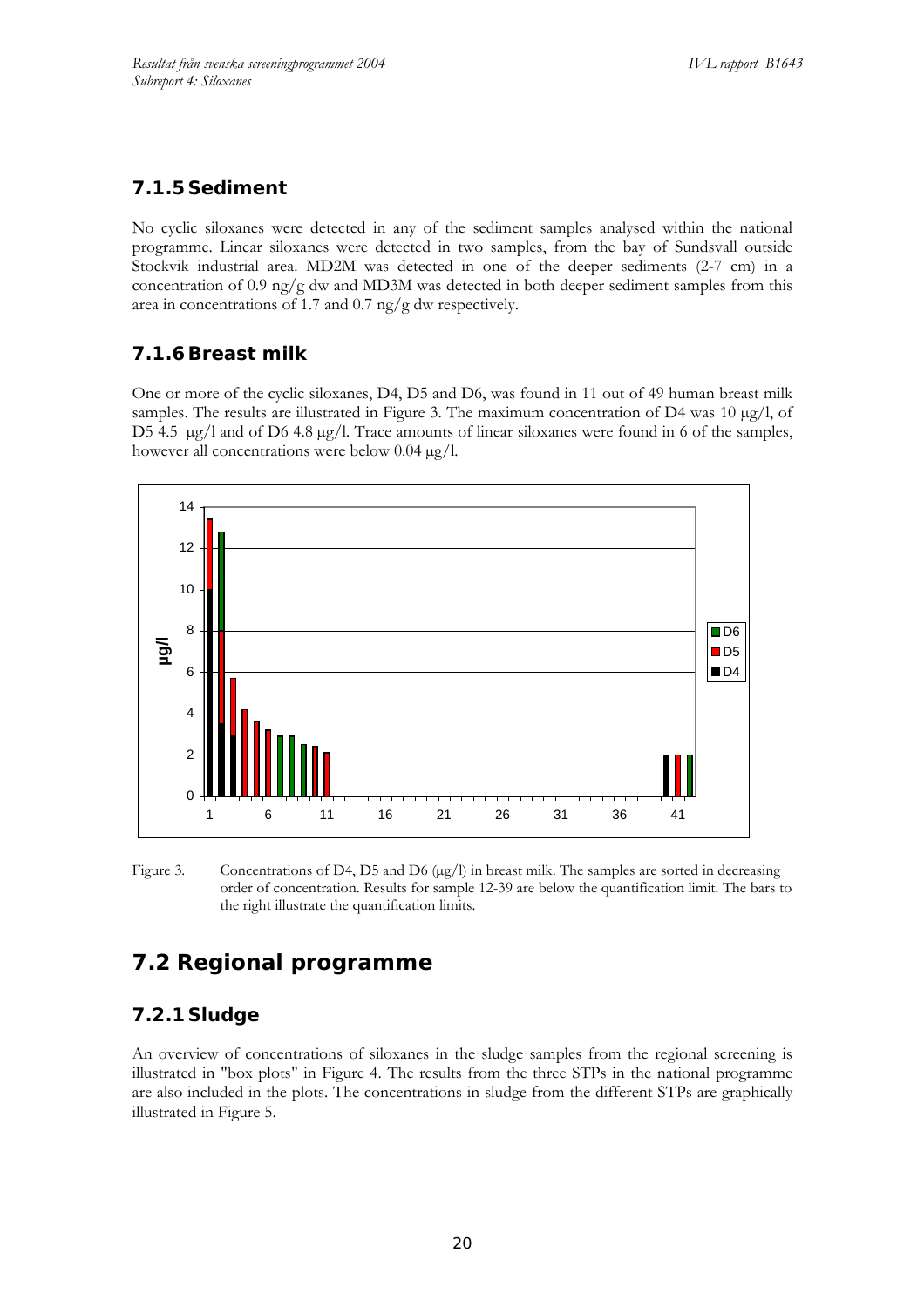### 7.1.5 Sediment

No cyclic siloxanes were detected in any of the sediment samples analysed within the national programme. Linear siloxanes were detected in two samples, from the bay of Sundsvall outside Stockvik industrial area. MD2M was detected in one of the deeper sediments (2-7 cm) in a concentration of 0.9 ng/g dw and MD3M was detected in both deeper sediment samples from this area in concentrations of 1.7 and 0.7 ng/g dw respectively.

### 7.1.6 Breast milk

One or more of the cyclic siloxanes, D4, D5 and D6, was found in 11 out of 49 human breast milk samples. The results are illustrated in Figure 3. The maximum concentration of D4 was 10 μg/l, of D5 4.5 μg/l and of D6 4.8 μg/l. Trace amounts of linear siloxanes were found in 6 of the samples, however all concentrations were below 0.04 μg/l.

Figure 3. Concentrations of D4, D5 and D6 (μg/l) in breast milk. The samples are sorted in decreasing order of concentration. Results for sample 12-39 are below the quantification limit. The bars to the right illustrate the quantification limits.

## 7.2 Regional programme

### 7.2.1 Sludge

An overview of concentrations of siloxanes in the sludge samples from the regional screening is illustrated in "box plots" in Figure 4. The results from the three STPs in the national programme are also included in the plots. The concentrations in sludge from the different STPs are graphically illustrated in Figure 5.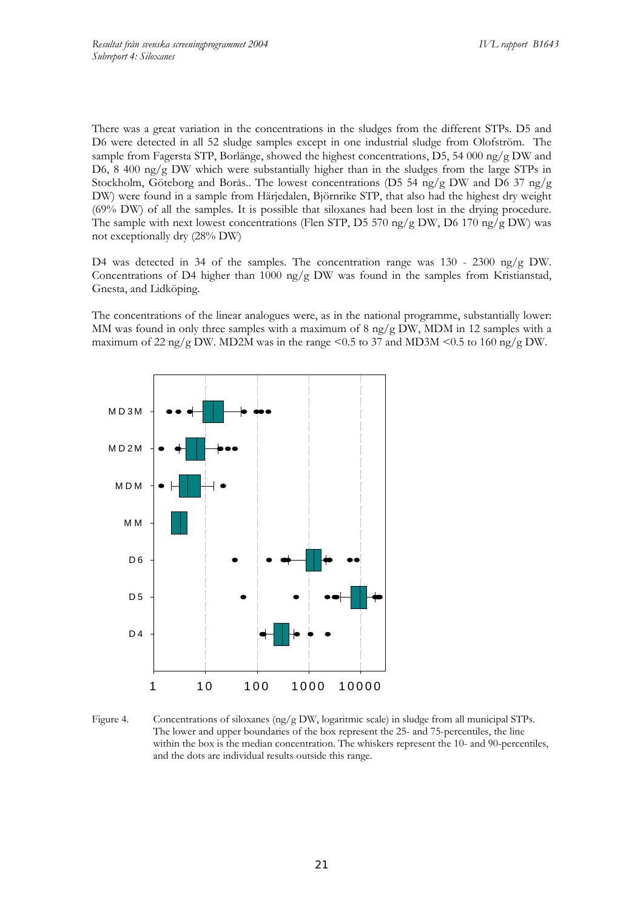There was a great variation in the concentrations in the sludges from the different STPs. D5 and D6 were detected in all 52 sludge samples except in one industrial sludge from Olofström. The sample from Fagersta STP, Borlänge, showed the highest concentrations, D5, 54 000 ng/g DW and D6, 8 400 ng/g DW which were substantially higher than in the sludges from the large STPs in Stockholm, Göteborg and Borås.. The lowest concentrations (D5 54 ng/g DW and D6 37 ng/g DW) were found in a sample from Härjedalen, Björnrike STP, that also had the highest dry weight (69% DW) of all the samples. It is possible that siloxanes had been lost in the drying procedure. The sample with next lowest concentrations (Flen STP, D5 570 ng/g DW, D6 170 ng/g DW) was not exceptionally dry (28% DW)

D4 was detected in 34 of the samples. The concentration range was 130 - 2300 ng/g DW. Concentrations of D4 higher than 1000 ng/g DW was found in the samples from Kristianstad, Gnesta, and Lidköping.

The concentrations of the linear analogues were, as in the national programme, substantially lower: MM was found in only three samples with a maximum of 8 ng/g DW, MDM in 12 samples with a maximum of 22 ng/g DW. MD2M was in the range <0.5 to 37 and MD3M <0.5 to 160 ng/g DW.

Figure 4. Concentrations of siloxanes (ng/g DW, logaritmic scale) in sludge from all municipal STPs. The lower and upper boundaries of the box represent the 25- and 75-percentiles, the line within the box is the median concentration. The whiskers represent the 10- and 90-percentiles, and the dots are individual results outside this range.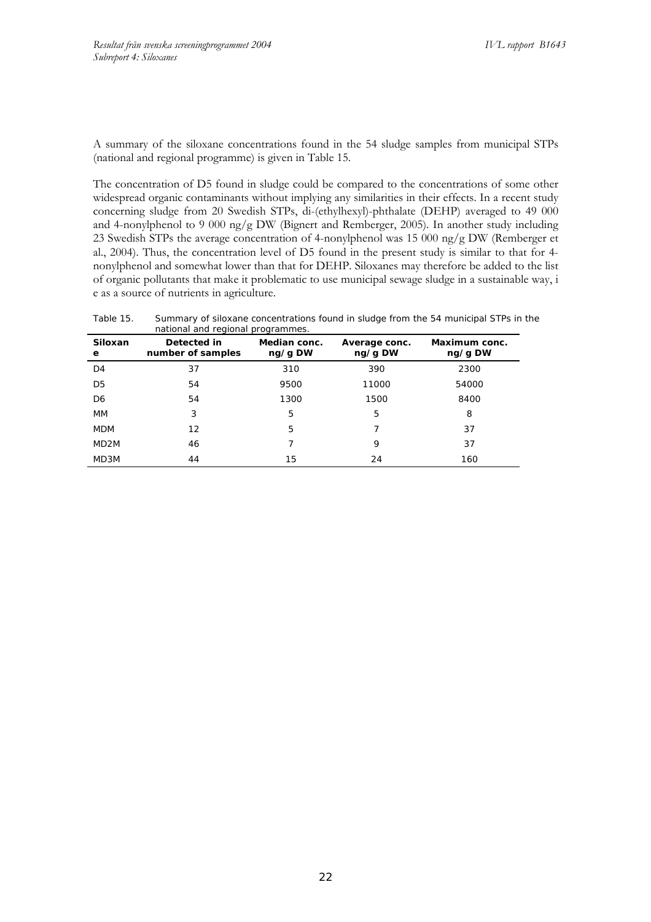A summary of the siloxane concentrations found in the 54 sludge samples from municipal STPs (national and regional programme) is given in Table 15.

The concentration of D5 found in sludge could be compared to the concentrations of some other widespread organic contaminants without implying any similarities in their effects. In a recent study concerning sludge from 20 Swedish STPs, di-(ethylhexyl)-phthalate (DEHP) averaged to 49 000 and 4-nonylphenol to 9 000 ng/g DW (Bignert and Remberger, 2005). In another study including 23 Swedish STPs the average concentration of 4-nonylphenol was 15 000 ng/g DW (Remberger et al., 2004). Thus, the concentration level of D5 found in the present study is similar to that for 4-nonylphenol and somewhat lower than that for DEHP. Siloxanes may therefore be added to the list of organic pollutants that make it problematic to use municipal sewage sludge in a sustainable way, i e as a source of nutrients in agriculture.

Table 15. Summary of siloxane concentrations found in sludge from the 54 municipal STPs in the national and regional programmes.

| Siloxane | Detected in number of samples | Median conc. ng/g DW | Average conc. ng/g DW | Maximum conc. ng/g DW |
|---|---|---|---|---|
| D4 | 37 | 310 | 390 | 2300 |
| D5 | 54 | 9500 | 11000 | 54000 |
| D6 | 54 | 1300 | 1500 | 8400 |
| MM | 3 | 5 | 5 | 8 |
| MDM | 12 | 5 | 7 | 37 |
| MD2M | 46 | 7 | 9 | 37 |
| MD3M | 44 | 15 | 24 | 160 |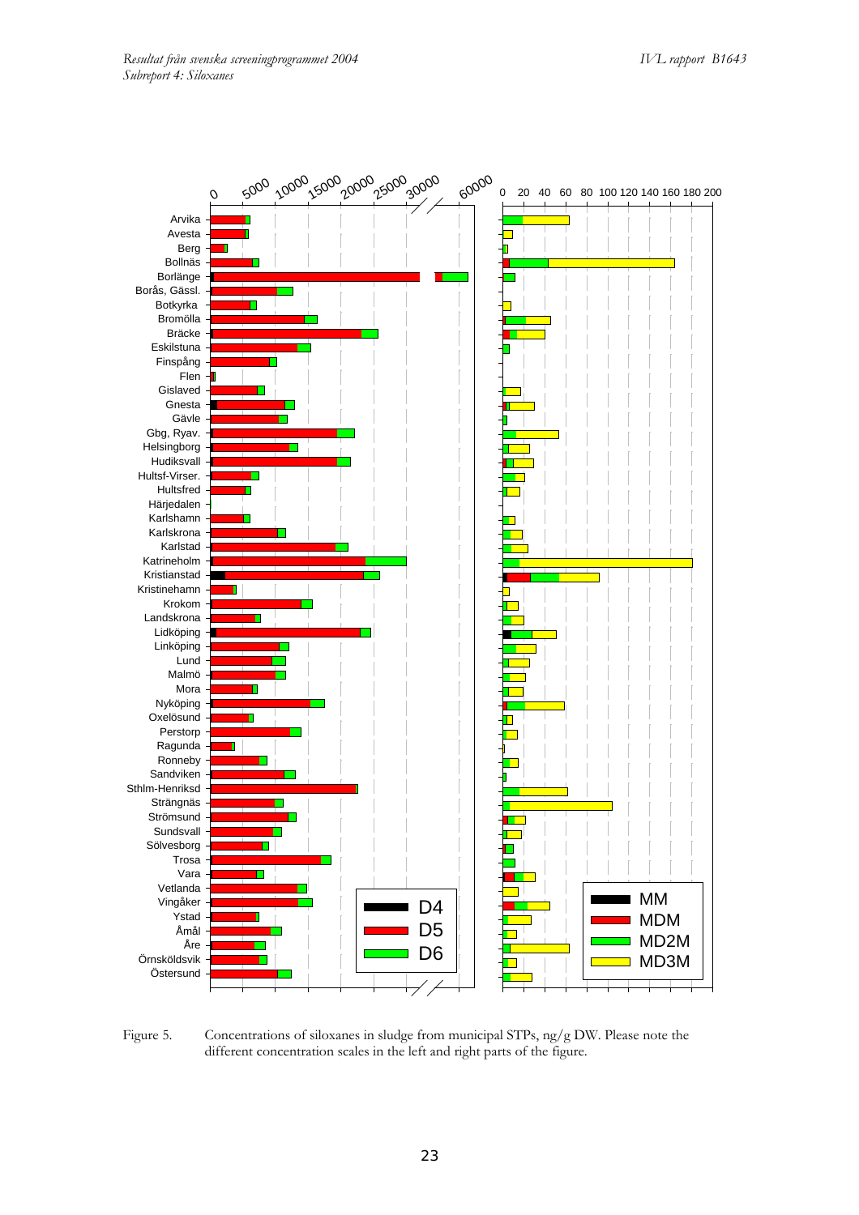Figure 5. Concentrations of siloxanes in sludge from municipal STPs, ng/g DW. Please note the different concentration scales in the left and right parts of the figure.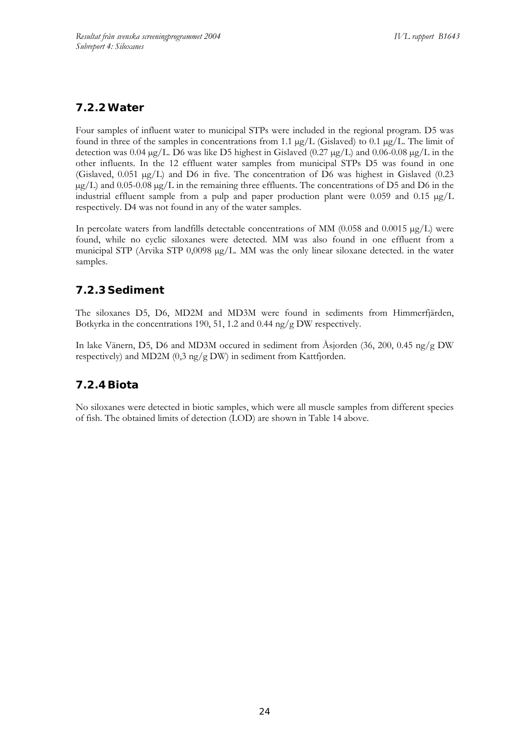### 7.2.2 Water

Four samples of influent water to municipal STPs were included in the regional program. D5 was found in three of the samples in concentrations from 1.1 μg/L (Gislaved) to 0.1 μg/L. The limit of detection was 0.04 μg/L. D6 was like D5 highest in Gislaved (0.27 μg/L) and 0.06-0.08 μg/L in the other influents. In the 12 effluent water samples from municipal STPs D5 was found in one (Gislaved, 0.051 μg/L) and D6 in five. The concentration of D6 was highest in Gislaved (0.23 μg/L) and 0.05-0.08 μg/L in the remaining three effluents. The concentrations of D5 and D6 in the industrial effluent sample from a pulp and paper production plant were 0.059 and 0.15 μg/L respectively. D4 was not found in any of the water samples.

In percolate waters from landfills detectable concentrations of MM (0.058 and 0.0015 μg/L) were found, while no cyclic siloxanes were detected. MM was also found in one effluent from a municipal STP (Arvika STP 0,0098 μg/L. MM was the only linear siloxane detected. in the water samples.

### 7.2.3 Sediment

The siloxanes D5, D6, MD2M and MD3M were found in sediments from Himmerfjärden, Botkyrka in the concentrations 190, 51, 1.2 and 0.44 ng/g DW respectively.

In lake Vänern, D5, D6 and MD3M occured in sediment from Åsjorden (36, 200, 0.45 ng/g DW respectively) and MD2M (0,3 ng/g DW) in sediment from Kattfjorden.

### 7.2.4 Biota

No siloxanes were detected in biotic samples, which were all muscle samples from different species of fish. The obtained limits of detection (LOD) are shown in Table 14 above.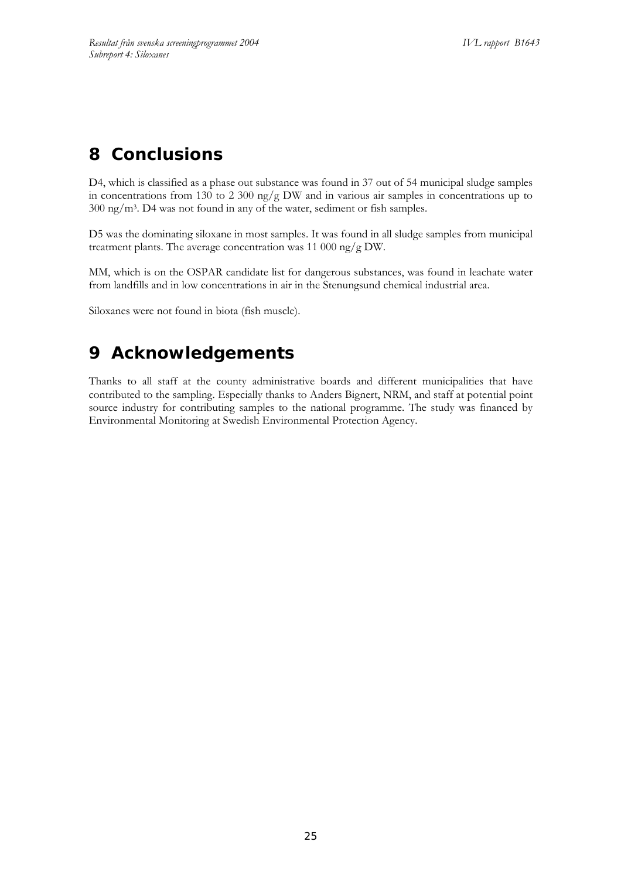# 8 Conclusions

D4, which is classified as a phase out substance was found in 37 out of 54 municipal sludge samples in concentrations from 130 to 2 300 ng/g DW and in various air samples in concentrations up to 300 $ng/m^3$. D4 was not found in any of the water, sediment or fish samples.

D5 was the dominating siloxane in most samples. It was found in all sludge samples from municipal treatment plants. The average concentration was 11 000 ng/g DW.

MM, which is on the OSPAR candidate list for dangerous substances, was found in leachate water from landfills and in low concentrations in air in the Stenungsund chemical industrial area.

Siloxanes were not found in biota (fish muscle).

# 9 Acknowledgements

Thanks to all staff at the county administrative boards and different municipalities that have contributed to the sampling. Especially thanks to Anders Bignert, NRM, and staff at potential point source industry for contributing samples to the national programme. The study was financed by Environmental Monitoring at Swedish Environmental Protection Agency.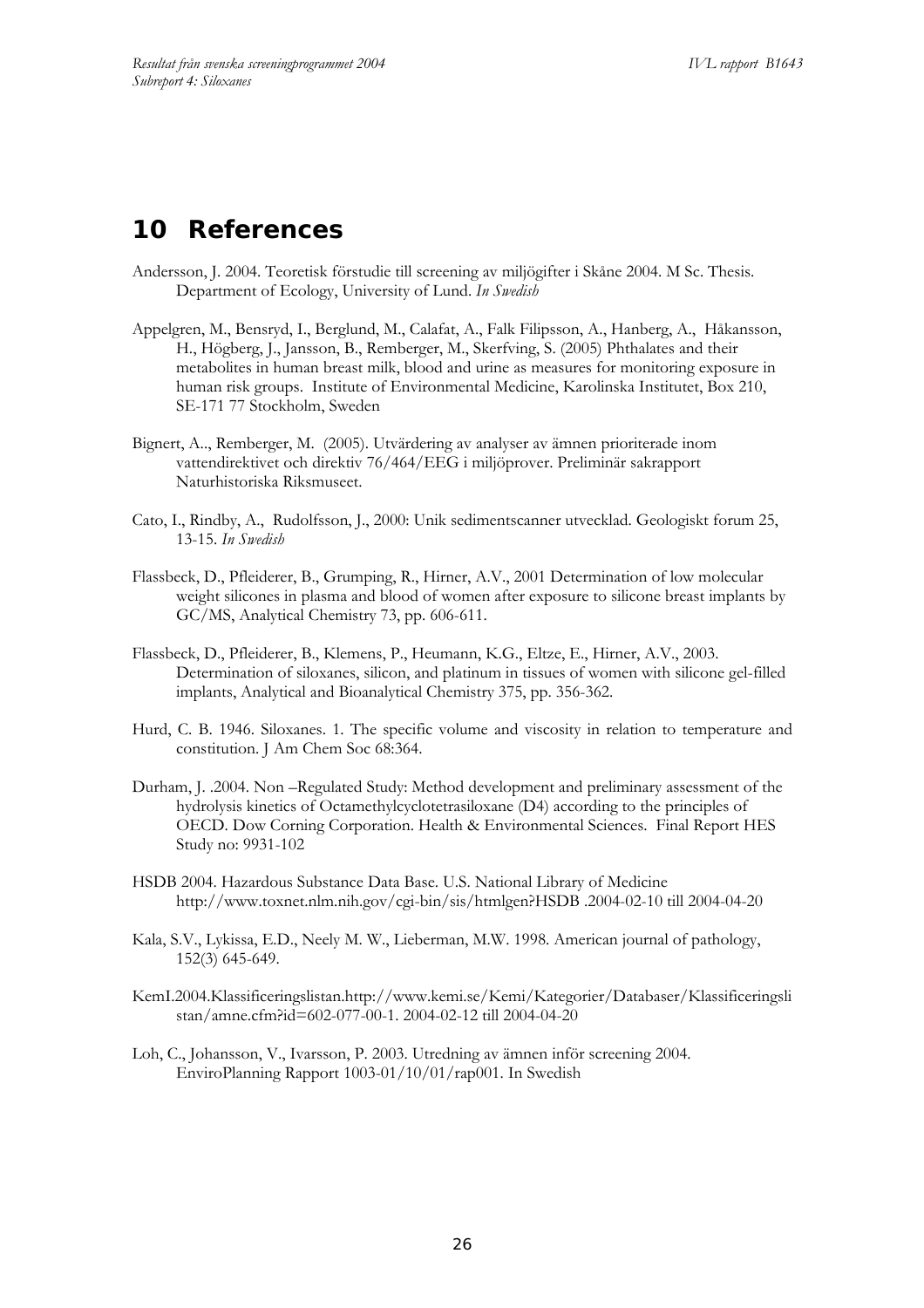# 10 References

Andersson, J. 2004. Teoretisk förstudie till screening av miljögifter i Skåne 2004. M Sc. Thesis. Department of Ecology, University of Lund. *In Swedish*

Appelgren, M., Bensryd, I., Berglund, M., Calafat, A., Falk Filipsson, A., Hanberg, A., Håkansson, H., Högberg, J., Jansson, B., Remberger, M., Skerfving, S. (2005) Phthalates and their metabolites in human breast milk, blood and urine as measures for monitoring exposure in human risk groups. Institute of Environmental Medicine, Karolinska Institutet, Box 210, SE-171 77 Stockholm, Sweden

Bignert, A.., Remberger, M. (2005). Utvärdering av analyser av ämnen prioriterade inom vattendirektivet och direktiv 76/464/EEG i miljöprover. Preliminär sakrapport Naturhistoriska Riksmuseet.

Cato, I., Rindby, A., Rudolfsson, J., 2000: Unik sedimentscanner utvecklad. Geologiskt forum 25, 13-15. *In Swedish*

Flassbeck, D., Pfleiderer, B., Grumping, R., Hirner, A.V., 2001 Determination of low molecular weight silicones in plasma and blood of women after exposure to silicone breast implants by GC/MS, Analytical Chemistry 73, pp. 606-611.

Flassbeck, D., Pfleiderer, B., Klemens, P., Heumann, K.G., Eltze, E., Hirner, A.V., 2003. Determination of siloxanes, silicon, and platinum in tissues of women with silicone gel-filled implants, Analytical and Bioanalytical Chemistry 375, pp. 356-362.

Hurd, C. B. 1946. Siloxanes. 1. The specific volume and viscosity in relation to temperature and constitution. J Am Chem Soc 68:364.

Durham, J. .2004. Non –Regulated Study: Method development and preliminary assessment of the hydrolysis kinetics of Octamethylcyclotetrasiloxane (D4) according to the principles of OECD. Dow Corning Corporation. Health & Environmental Sciences. Final Report HES Study no: 9931-102

HSDB 2004. Hazardous Substance Data Base. U.S. National Library of Medicine http://www.toxnet.nlm.nih.gov/cgi-bin/sis/htmlgen?HSDB .2004-02-10 till 2004-04-20

Kala, S.V., Lykissa, E.D., Neely M. W., Lieberman, M.W. 1998. American journal of pathology, 152(3) 645-649.

KemI.2004.Klassificeringslistan.http://www.kemi.se/Kemi/Kategorier/Databaser/Klassificeringslistan/amne.cfm?id=602-077-00-1. 2004-02-12 till 2004-04-20

Loh, C., Johansson, V., Ivarsson, P. 2003. Utredning av ämnen inför screening 2004. EnviroPlanning Rapport 1003-01/10/01/rap001. In Swedish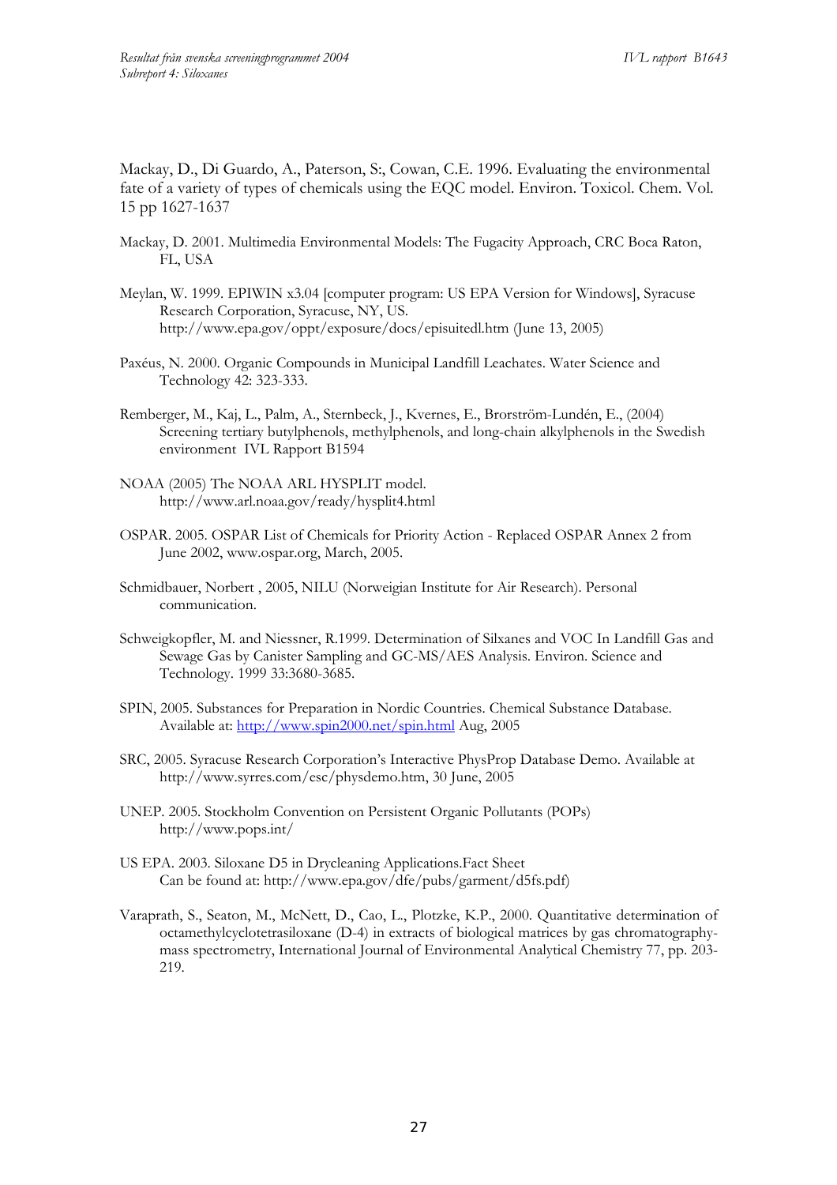Mackay, D., Di Guardo, A., Paterson, S:, Cowan, C.E. 1996. Evaluating the environmental fate of a variety of types of chemicals using the EQC model. Environ. Toxicol. Chem. Vol. 15 pp 1627-1637

Mackay, D. 2001. Multimedia Environmental Models: The Fugacity Approach, CRC Boca Raton, FL, USA

Meylan, W. 1999. EPIWIN x3.04 [computer program: US EPA Version for Windows], Syracuse Research Corporation, Syracuse, NY, US. http://www.epa.gov/oppt/exposure/docs/episuitedl.htm (June 13, 2005)

Paxéus, N. 2000. Organic Compounds in Municipal Landfill Leachates. Water Science and Technology 42: 323-333.

Remberger, M., Kaj, L., Palm, A., Sternbeck, J., Kvernes, E., Brorström-Lundén, E., (2004) Screening tertiary butylphenols, methylphenols, and long-chain alkylphenols in the Swedish environment IVL Rapport B1594

NOAA (2005) The NOAA ARL HYSPLIT model. http://www.arl.noaa.gov/ready/hysplit4.html

OSPAR. 2005. OSPAR List of Chemicals for Priority Action - Replaced OSPAR Annex 2 from June 2002, www.ospar.org, March, 2005.

Schmidbauer, Norbert , 2005, NILU (Norweigian Institute for Air Research). Personal communication.

Schweigkopfler, M. and Niessner, R.1999. Determination of Silxanes and VOC In Landfill Gas and Sewage Gas by Canister Sampling and GC-MS/AES Analysis. Environ. Science and Technology. 1999 33:3680-3685.

SPIN, 2005. Substances for Preparation in Nordic Countries. Chemical Substance Database. Available at: http://www.spin2000.net/spin.html Aug, 2005

SRC, 2005. Syracuse Research Corporation's Interactive PhysProp Database Demo. Available at http://www.syrres.com/esc/physdemo.htm, 30 June, 2005

UNEP. 2005. Stockholm Convention on Persistent Organic Pollutants (POPs) http://www.pops.int/

US EPA. 2003. Siloxane D5 in Drycleaning Applications.Fact Sheet Can be found at: http://www.epa.gov/dfe/pubs/garment/d5fs.pdf)

Varaprath, S., Seaton, M., McNett, D., Cao, L., Plotzke, K.P., 2000. Quantitative determination of octamethylcyclotetrasiloxane (D-4) in extracts of biological matrices by gas chromatography-mass spectrometry, International Journal of Environmental Analytical Chemistry 77, pp. 203-219.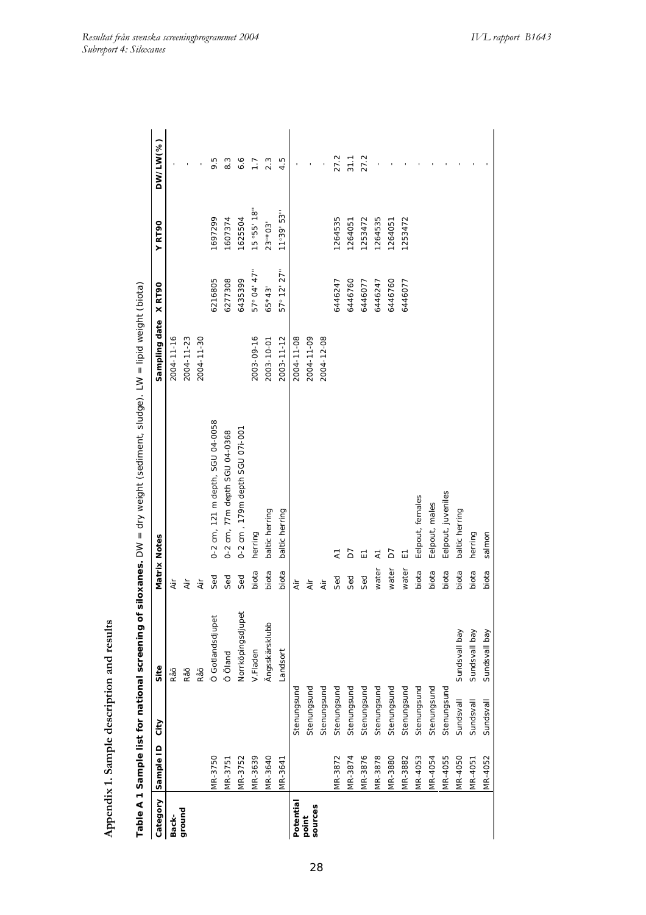# Appendix 1. Sample description and results

**Table A 1 Sample list for national screening of siloxanes.** DW = dry weight (sediment, sludge). LW = lipid weight (biota)

| Category | Sample ID | City | Site | Matrix | Notes | Sampling date | X RT90 | Y RT90 | DW/LW(%) |
|---|---|---|---|---|---|---|---|---|---|
| Back-ground | | | Råö | Air | | 2004-11-16 | | | - |
| | | | Råö | Air | | 2004-11-23 | | | - |
| | | | Råö | Air | | 2004-11-30 | | | - |
| | MR-3750 | | Ö Gotlandsdjupet | Sed | 0-2 cm, 121 m depth, SGU 04-0058 | | 6216805 | 1697299 | 9.5 |
| | MR-3751 | | Ö Öland | Sed | 0-2 cm, 77m depth SGU 04-0368 | | 6277308 | 1607374 | 8.3 |
| | MR-3752 | | Norrköpingsdjupet | Sed | 0-2 cm , 179m depth SGU 07i-001 | | 6435399 | 1625504 | 6.6 |
| | MR-3639 | | V.Fladen | biota | herring | 2003-09-16 | 57° 04' 47" | 15 °55' 18" | 1.7 |
| | MR-3640 | | Ängsskärsklubb | biota | baltic herring | 2003-10-01 | 65*43' | 23°*03' | 2.3 |
| | MR-3641 | | Landsort | biota | baltic herring | 2003-11-12 | 57° 12' 27" | 11°39' 53" | 4.5 |
| Potential point sources | | Stenungsund | | Air | | 2004-11-08 | | | - |
| | | Stenungsund | | Air | | 2004-11-09 | | | - |
| | | Stenungsund | | Air | | 2004-12-08 | | | - |
| | MR-3872 | Stenungsund | | Sed | A1 | | 6446247 | 1264535 | 27.2 |
| | MR-3874 | Stenungsund | | Sed | D7 | | 6446760 | 1264051 | 31.1 |
| | MR-3876 | Stenungsund | | Sed | E1 | | 6446077 | 1253472 | 27.2 |
| | MR-3878 | Stenungsund | | water | A1 | | 6446247 | 1264535 | - |
| | MR-3880 | Stenungsund | | water | D7 | | 6446760 | 1264051 | - |
| | MR-3882 | Stenungsund | | water | E1 | | 6446077 | 1253472 | - |
| | MR-4053 | Stenungsund | | biota | Eelpout, females | | | | - |
| | MR-4054 | Stenungsund | | biota | Eelpout, males | | | | - |
| | MR-4055 | Stenungsund | | biota | Eelpout, juveniles | | | | - |
| | MR-4050 | Sundsvall | Sundsvall bay | biota | baltic herring | | | | - |
| | MR-4051 | Sundsvall | Sundsvall bay | biota | herring | | | | - |
| | MR-4052 | Sundsvall | Sundsvall bay | biota | salmon | | | | - |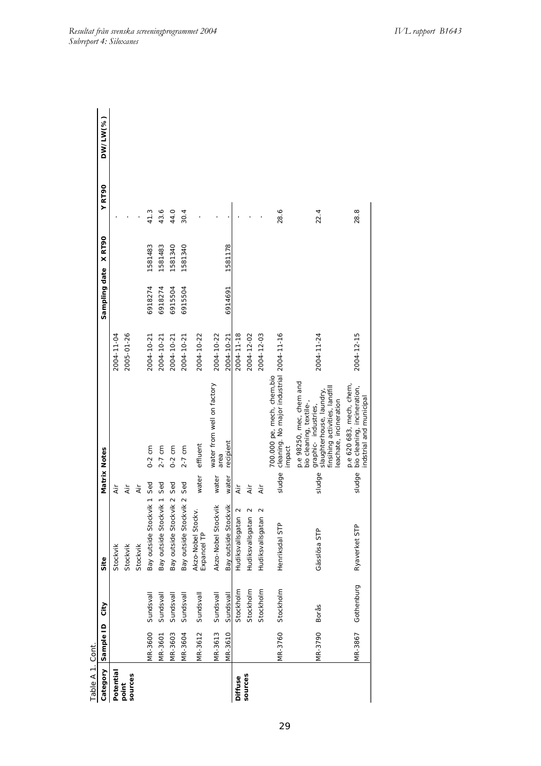Table A 1. Cont.

| Category | Sample ID | City | Site | Matrix | Notes | Sampling date | X RT90 | Y RT90 | DW/LW(%) |
|---|---|---|---|---|---|---|---|---|---|
| Potential point sources | | | Stockvik | Air | | 2004-11-04 | | - | |
| | | | Stockvik | Air | | 2005-01-26 | | - | |
| | | | Stockvik | Air | | | | - | |
| | MR-3600 | Sundsvall | Bay outside Stockvik 1 | Sed | 0-2 cm | 2004-10-21 | 6918274 | 1581483 | 41.3 |
| | MR-3601 | Sundsvall | Bay outside Stockvik 1 | Sed | 2-7 cm | 2004-10-21 | 6918274 | 1581483 | 43.6 |
| | MR-3603 | Sundsvall | Bay outside Stockvik 2 | Sed | 0-2 cm | 2004-10-21 | 6915504 | 1581340 | 44.0 |
| | MR-3604 | Sundsvall | Bay outside Stockvik 2 | Sed | 2-7 cm | 2004-10-21 | 6915504 | 1581340 | 30.4 |
| | MR-3612 | Sundsvall | Akzo-Nobel Stockv. Expancel TP | water | effluent | 2004-10-22 | | | - |
| | MR-3613 | Sundsvall | Akzo-Nobel Stockvik | water | water from well on factory area | 2004-10-22 | | | - |
| | MR-3610 | Sundsvall | Bay outside Stockvik | water | recipient | 2004-10-21 | 6914691 | 1581178 | - |
| Diffuse sources | | Stockholm | Hudiksvallsgatan 2 | Air | | 2004-11-18 | | | - |
| | | Stockholm | Hudiksvallsgatan 2 | Air | | 2004-12-02 | | | - |
| | | Stockholm | Hudiksvallsgatan 2 | Air | | 2004-12-03 | | | - |
| | MR-3760 | Stockholm | Henriksdal STP | sludge | 700.000 pe, mech, chem,bio cleaning. No major industrial impact | 2004-11-16 | | | 28.6 |
| | MR-3790 | Borås | Gässlösa STP | sludge | p.e 98250, mec, chem and bio cleaning, textile-, graphic- industries, slaughterhouse, laundry, finsihing activities, landfill leachate, incineration | 2004-11-24 | | | 22.4 |
| | MR-3867 | Gothenburg | Ryaverket STP | sludge | p.e 620 683, mech, chem, bio cleaning, incineration, indstrial and municipal | 2004-12-15 | | | 28.8 |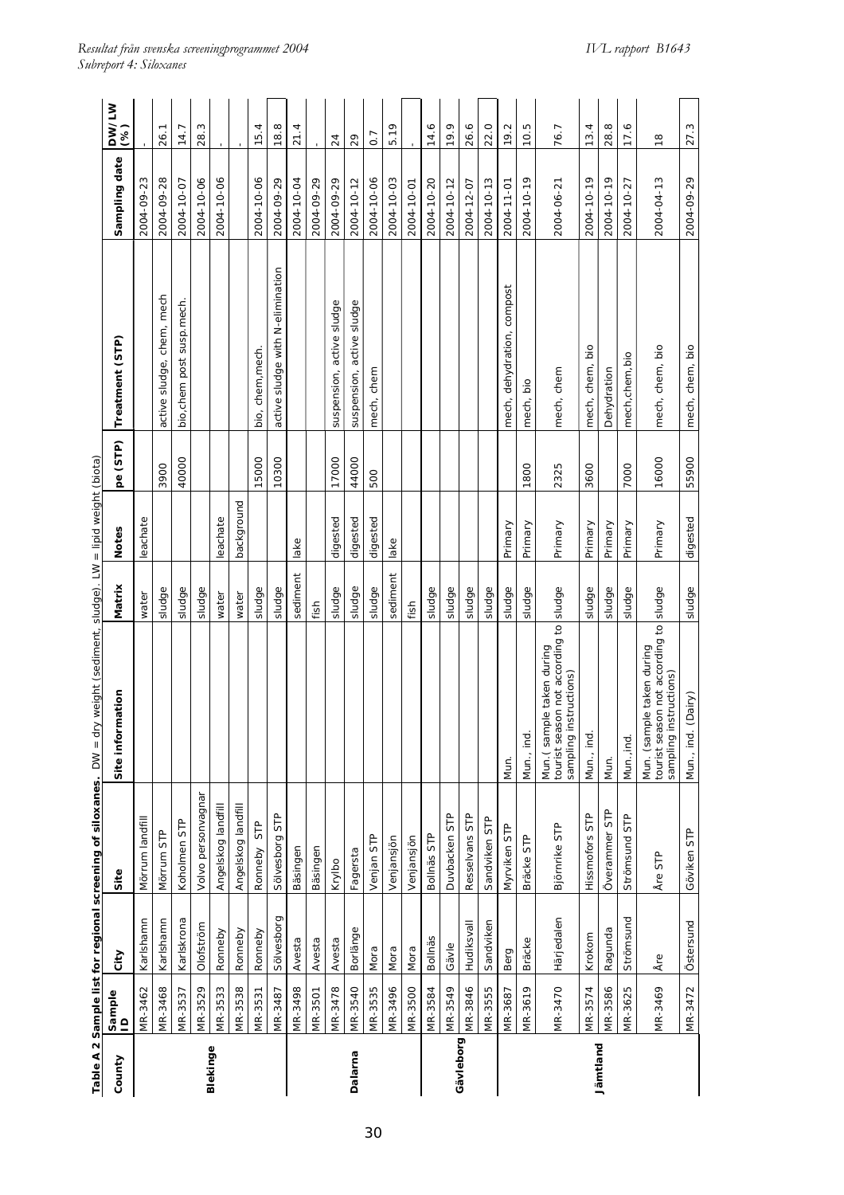**Table A 2 Sample list for regional screening of siloxanes.** DW = dry weight (sediment, sludge). LW = lipid weight (biota)

| County | Sample ID | City | Site | Site information | Matrix | Notes | pe (STP) | Treatment (STP) | Sampling date | DW/LW (%) |
|---|---|---|---|---|---|---|---|---|---|---|
| Blekinge | MR-3462 | Karlshamn | Mörrum landfill | | water | leachate | | | 2004-09-23 | - |
| | MR-3468 | Karlshamn | Mörrum STP | | sludge | | 3900 | active sludge, chem, mech | 2004-09-28 | 26.1 |
| | MR-3537 | Karlskrona | Koholmen STP | | sludge | | 40000 | bio,chem post susp.mech. | 2004-10-07 | 14.7 |
| | MR-3529 | Olofström | Volvo personvagnar | | sludge | | | | 2004-10-06 | 28.3 |
| | MR-3533 | Ronneby | Angelskog landfill | | water | leachate | | | 2004-10-06 | - |
| | MR-3538 | Ronneby | Angelskog landfill | | water | background | | | | - |
| | MR-3531 | Ronneby | Ronneby STP | | sludge | | 15000 | bio, chem,mech. | 2004-10-06 | 15.4 |
| | MR-3487 | Sölvesborg | Sölvesborg STP | | sludge | | 10300 | active sludge with N-elimination | 2004-09-29 | 18.8 |
| Dalarna | MR-3498 | Avesta | Bäsingen | | sediment | lake | | | 2004-10-04 | 21.4 |
| | MR-3501 | Avesta | Bäsingen | | fish | | | | 2004-09-29 | - |
| | MR-3478 | Avesta | Krylbo | | sludge | digested | 17000 | suspension, active sludge | 2004-09-29 | 24 |
| | MR-3540 | Borlänge | Fagersta | | sludge | digested | 44000 | suspension, active sludge | 2004-10-12 | 29 |
| | MR-3535 | Mora | Venjan STP | | sludge | digested | 500 | mech, chem | 2004-10-06 | 0.7 |
| | MR-3496 | Mora | Venjansjön | | sediment | lake | | | 2004-10-03 | 5.19 |
| | MR-3500 | Mora | Venjansjön | | fish | | | | 2004-10-01 | - |
| Gävleborg | MR-3584 | Bollnäs | Bollnäs STP | | sludge | | | | 2004-10-20 | 14.6 |
| | MR-3549 | Gävle | Duvbacken STP | | sludge | | | | 2004-10-12 | 19.9 |
| | MR-3846 | Hudiksvall | Resselvans STP | | sludge | | | | 2004-12-07 | 26.6 |
| | MR-3555 | Sandviken | Sandviken STP | | sludge | | | | 2004-10-13 | 22.0 |
| Jämtland | MR-3687 | Berg | Myrviken STP | Mun. | sludge | Primary | | mech, dehydration, compost | 2004-11-01 | 19.2 |
| | MR-3619 | Bräcke | Bräcke STP | Mun., ind. | sludge | Primary | 1800 | mech, bio | 2004-10-19 | 10.5 |
| | MR-3470 | Härjedalen | Björnrike STP | Mun.( sample taken during tourist season not according to sampling instructions) | sludge | Primary | 2325 | mech, chem | 2004-06-21 | 76.7 |
| | MR-3574 | Krokom | Hissmofors STP | Mun., ind. | sludge | Primary | 3600 | mech, chem, bio | 2004-10-19 | 13.4 |
| | MR-3586 | Ragunda | Överammer STP | Mun. | sludge | Primary | | Dehydration | 2004-10-19 | 28.8 |
| | MR-3625 | Strömsund | Strömsund STP | Mun.,ind. | sludge | Primary | 7000 | mech,chem,bio | 2004-10-27 | 17.6 |
| | MR-3469 | Åre | Åre STP | Mun. (sample taken during tourist season not according to sampling instructions) | sludge | Primary | 16000 | mech, chem, bio | 2004-04-13 | 18 |
| | MR-3472 | Östersund | Göviken STP | Mun., ind. (Dairy) | sludge | digested | 55900 | mech, chem, bio | 2004-09-29 | 27.3 |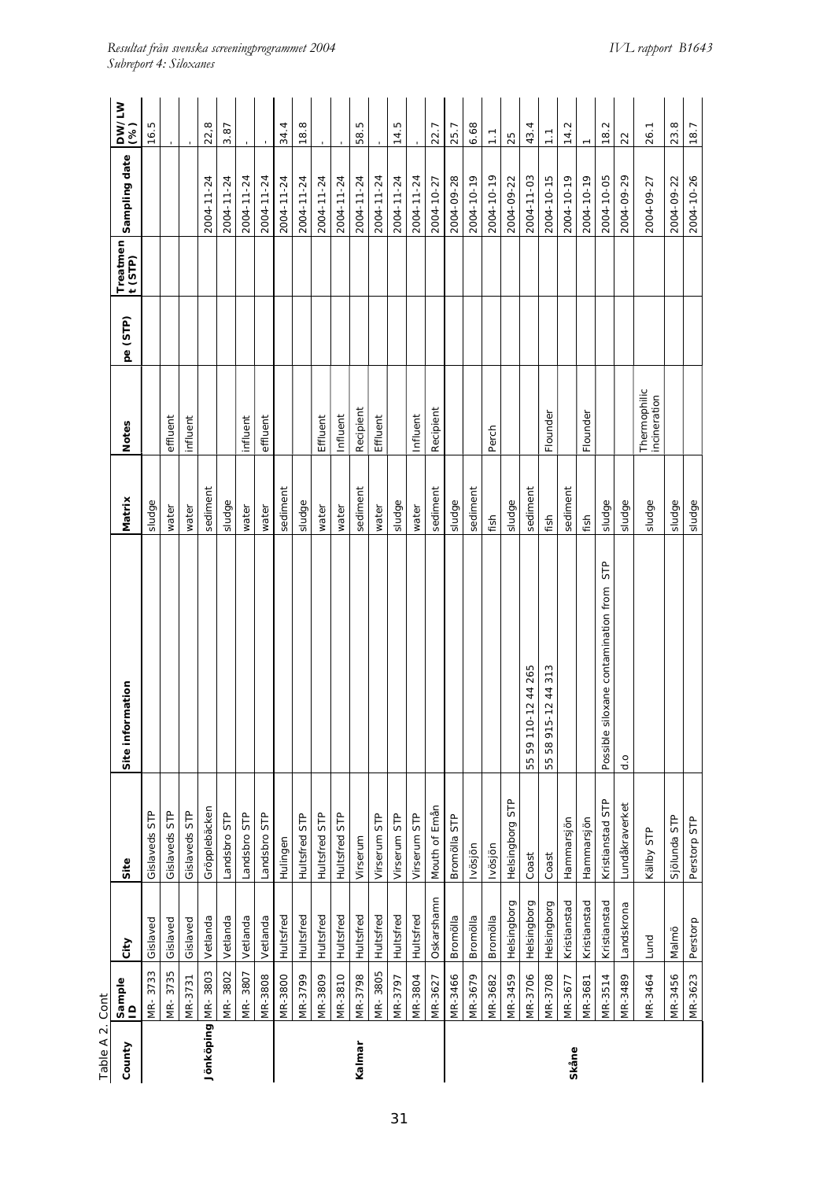Table A 2. Cont

| County | Sample ID | City | Site | Site information | Matrix | Notes | pe (STP) | Treatment (STP) | Sampling date | DW/LW (%) |
|---|---|---|---|---|---|---|---|---|---|---|
| | MR- 3733 | Gislaved | Gislaveds STP | | sludge | | | | | 16.5 |
| | MR- 3735 | Gislaved | Gislaveds STP | | water | effluent | | | | - |
| | MR-3731 | Gislaved | Gislaveds STP | | water | influent | | | | - |
| **Jönköping** | MR- 3803 | Vetlanda | Gröpplebäcken | | sediment | | | | 2004-11-24 | 22.8 |
| | MR- 3802 | Vetlanda | Landsbro STP | | sludge | | | | 2004-11-24 | 3.87 |
| | MR- 3807 | Vetlanda | Landsbro STP | | water | influent | | | 2004-11-24 | - |
| | MR-3808 | Vetlanda | Landsbro STP | | water | effluent | | | 2004-11-24 | - |
| | MR-3800 | Hultsfred | Hulingen | | sediment | | | | 2004-11-24 | 34.4 |
| | MR-3799 | Hultsfred | Hultsfred STP | | sludge | | | | 2004-11-24 | 18.8 |
| | MR-3809 | Hultsfred | Hultsfred STP | | water | Effluent | | | 2004-11-24 | - |
| | MR-3810 | Hultsfred | Hultsfred STP | | water | Influent | | | 2004-11-24 | - |
| **Kalmar** | MR-3798 | Hultsfred | Virserum | | sediment | Recipient | | | 2004-11-24 | 58.5 |
| | MR- 3805 | Hultsfred | Virserum STP | | water | Effluent | | | 2004-11-24 | - |
| | MR-3797 | Hultsfred | Virserum STP | | sludge | | | | 2004-11-24 | 14.5 |
| | MR-3804 | Hultsfred | Virserum STP | | water | Influent | | | 2004-11-24 | - |
| | MR-3627 | Oskarshamn | Mouth of Emån | | sediment | Recipient | | | 2004-10-27 | 22.7 |
| | MR-3466 | Bromölla | Bromölla STP | | sludge | | | | 2004-09-28 | 25.7 |
| | MR-3679 | Bromölla | Ivösjön | | sediment | | | | 2004-10-19 | 6.68 |
| | MR-3682 | Bromölla | Ivösjön | | fish | Perch | | | 2004-10-19 | 1.1 |
| | MR-3459 | Helsingborg | Helsingborg STP | | sludge | | | | 2004-09-22 | 25 |
| | MR-3706 | Helsingborg | Coast | 55 59 110-12 44 265 | sediment | | | | 2004-11-03 | 43.4 |
| | MR-3708 | Helsingborg | Coast | 55 58 915-12 44 313 | fish | Flounder | | | 2004-10-15 | 1.1 |
| **Skåne** | MR-3677 | Kristianstad | Hammarsjön | | sediment | | | | 2004-10-19 | 14.2 |
| | MR-3681 | Kristianstad | Hammarsjön | | fish | Flounder | | | 2004-10-19 | 1 |
| | MR-3514 | Kristianstad | Kristianstad STP | Possible siloxane contamination from STP | sludge | | | | 2004-10-05 | 18.2 |
| | MR-3489 | Landskrona | Lundåkraverket | d.o | sludge | | | | 2004-09-29 | 22 |
| | MR-3464 | Lund | Källby STP | | sludge | Thermophilic incineration | | | 2004-09-27 | 26.1 |
| | MR-3456 | Malmö | Sjölunda STP | | sludge | | | | 2004-09-22 | 23.8 |
| | MR-3623 | Perstorp | Perstorp STP | | sludge | | | | 2004-10-26 | 18.7 |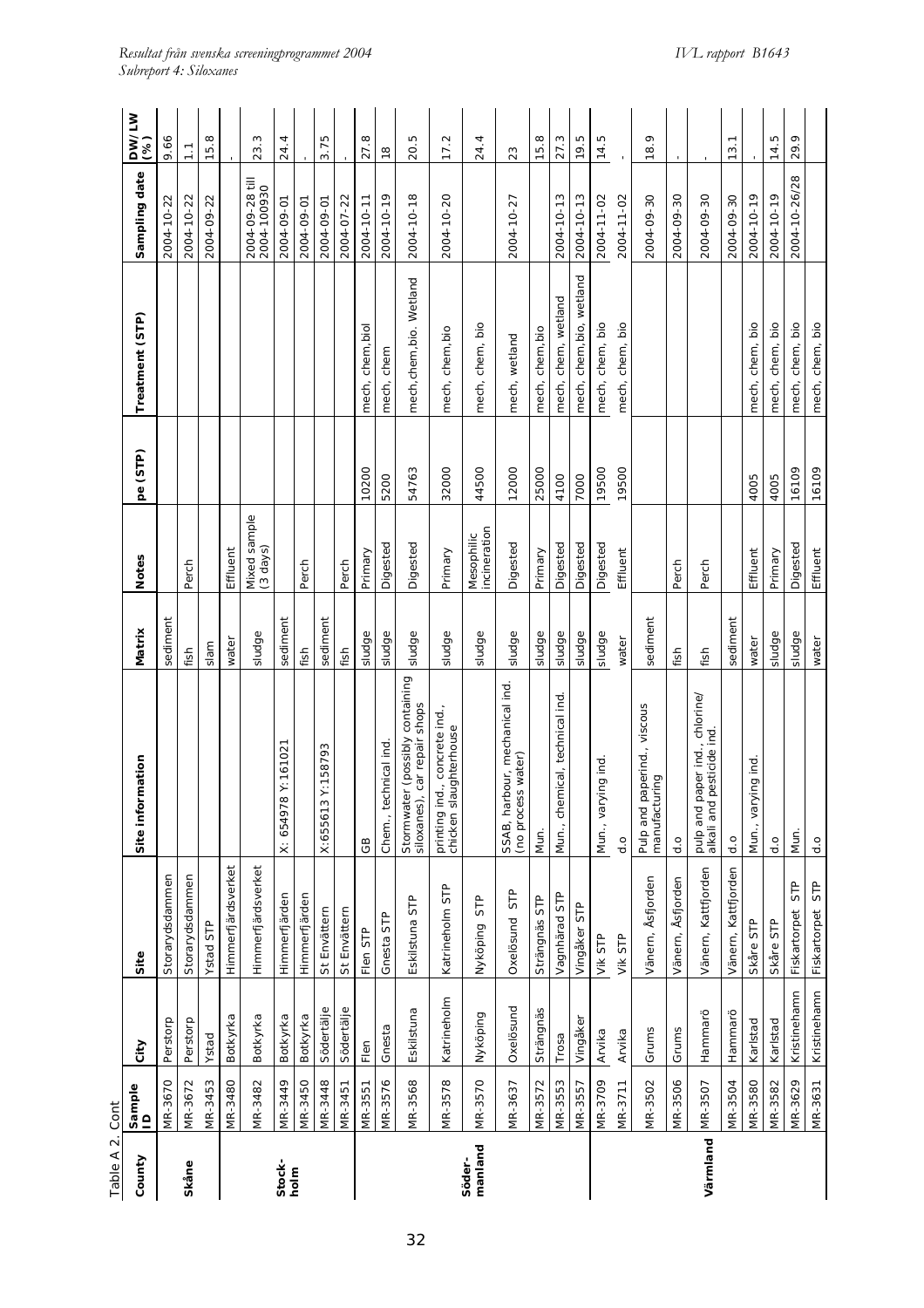Table A 2. Cont

| County | Sample ID | City | Site | Site information | Matrix | Notes | pe (STP) | Treatment (STP) | Sampling date | DW/LW (%) |
|---|---|---|---|---|---|---|---|---|---|---|
| Skåne | MR-3670 | Perstorp | Storarydsdammen | | sediment | | | | 2004-10-22 | 9.66 |
| | MR-3672 | Perstorp | Storarydsdammen | | fish | Perch | | | 2004-10-22 | 1.1 |
| | MR-3453 | Ystad | Ystad STP | | slam | | | | 2004-09-22 | 15.8 |
| Stock-holm | MR-3480 | Botkyrka | Himmerfjärdsverket | | water | Effluent | | | | - |
| | MR-3482 | Botkyrka | Himmerfjärdsverket | | sludge | Mixed sample (3 days) | | | 2004-09-28 till 2004-100930 | 23.3 |
| | MR-3449 | Botkyrka | Himmerfjärden | X: 654978 Y:161021 | sediment | | | | 2004-09-01 | 24.4 |
| | MR-3450 | Botkyrka | Himmerfjärden | | fish | Perch | | | 2004-09-01 | - |
| | MR-3448 | Södertälje | St Envättern | X:655613 Y:158793 | sediment | | | | 2004-09-01 | 3.75 |
| | MR-3451 | Södertälje | St Envättern | | fish | Perch | | | 2004-07-22 | - |
| Söder-manland | MR-3551 | Flen | Flen STP | GB | sludge | Primary | 10200 | mech, chem,biol | 2004-10-11 | 27.8 |
| | MR-3576 | Gnesta | Gnesta STP | Chem., technical ind. | sludge | Digested | 5200 | mech, chem | 2004-10-19 | 18 |
| | MR-3568 | Eskilstuna | Eskilstuna STP | Stormwater (possibly containing siloxanes), car repair shops | sludge | Digested | 54763 | mech,chem,bio. Wetland | 2004-10-18 | 20.5 |
| | MR-3578 | Katrineholm | Katrineholm STP | printing ind., concrete ind., chicken slaughterhouse | sludge | Primary | 32000 | mech, chem,bio | 2004-10-20 | 17.2 |
| | MR-3570 | Nyköping | Nyköping STP | | sludge | Mesophilic incineration | 44500 | mech, chem, bio | | 24.4 |
| | MR-3637 | Oxelösund | Oxelösund STP | SSAB, harbour, mechanical ind. (no process water) | sludge | Digested | 12000 | mech, wetland | 2004-10-27 | 23 |
| | MR-3572 | Strängnäs | Strängnäs STP | Mun. | sludge | Primary | 25000 | mech, chem,bio | | 15.8 |
| | MR-3553 | Trosa | Vagnhärad STP | Mun., chemical, technical ind. | sludge | Digested | 4100 | mech, chem, wetland | 2004-10-13 | 27.3 |
| | MR-3557 | Vingåker | Vingåker STP | | sludge | Digested | 7000 | mech, chem,bio, wetland | 2004-10-13 | 19.5 |
| Värmland | MR-3709 | Arvika | Vik STP | Mun., varying ind. | sludge | Digested | 19500 | mech, chem, bio | 2004-11-02 | 14.5 |
| | MR-3711 | Arvika | Vik STP | d.o | water | Effluent | 19500 | mech, chem, bio | 2004-11-02 | - |
| | MR-3502 | Grums | Vänern, Åsfjorden | Pulp and paperind., viscous manufacturing | sediment | | | | 2004-09-30 | 18.9 |
| | MR-3506 | Grums | Vänern, Åsfjorden | d.o | fish | Perch | | | 2004-09-30 | - |
| | MR-3507 | Hammarö | Vänern, Kattfjorden | pulp and paper ind., chlorine/ alkali and pesticide ind. | fish | Perch | | | 2004-09-30 | - |
| | MR-3504 | Hammarö | Vänern, Kattfjorden | d.o | sediment | | | | 2004-09-30 | 13.1 |
| | MR-3580 | Karlstad | Skåre STP | Mun., varying ind. | water | Effluent | 4005 | mech, chem, bio | 2004-10-19 | - |
| | MR-3582 | Karlstad | Skåre STP | d.o | sludge | Primary | 4005 | mech, chem, bio | 2004-10-19 | 14.5 |
| | MR-3629 | Kristinehamn | Fiskartorpet STP | Mun. | sludge | Digested | 16109 | mech, chem, bio | 2004-10-26/28 | 29.9 |
| | MR-3631 | Kristinehamn | Fiskartorpet STP | d.o | water | Effluent | 16109 | mech, chem, bio | | |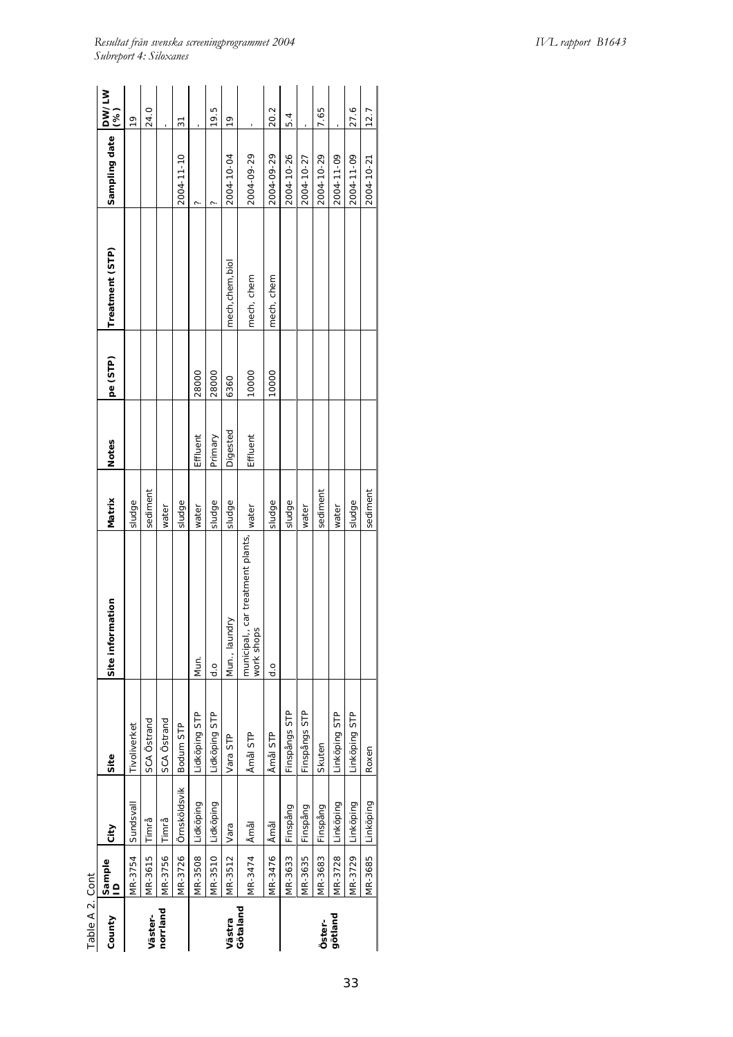Table A 2. Cont

| County | Sample ID | City | Site | Site information | Matrix | Notes | pe (STP) | Treatment (STP) | Sampling date | DW/LW (%) |
|---|---|---|---|---|---|---|---|---|---|---|
| Väster-norrland | MR-3754 | Sundsvall | Tivoliverket | | sludge | | | | | 19 |
| | MR-3615 | Timrå | SCA Östrand | | sediment | | | | | 24.0 |
| | MR-3756 | Timrå | SCA Östrand | | water | | | | | - |
| | MR-3726 | Örnsköldsvik | Bodum STP | | sludge | | | | 2004-11-10 | 31 |
| Västra Götaland | MR-3508 | Lidköping | Lidköping STP | Mun. | water | Effluent | 28000 | | ? | - |
| | MR-3510 | Lidköping | Lidköping STP | d.o | sludge | Primary | 28000 | | ? | 19.5 |
| | MR-3512 | Vara | Vara STP | Mun., laundry | sludge | Digested | 6360 | mech,chem,biol | 2004-10-04 | 19 |
| | MR-3474 | Åmål | Åmål STP | municipal,, car treatment plants, work shops | water | Effluent | 10000 | mech, chem | 2004-09-29 | - |
| | MR-3476 | Åmål | Åmål STP | d.o | sludge | | 10000 | mech, chem | 2004-09-29 | 20.2 |
| Öster-götland | MR-3633 | Finspång | Finspångs STP | | sludge | | | | 2004-10-26 | 5.4 |
| | MR-3635 | Finspång | Finspångs STP | | water | | | | 2004-10-27 | - |
| | MR-3683 | Finspång | Skuten | | sediment | | | | 2004-10-29 | 7.65 |
| | MR-3728 | Linköping | Linköping STP | | water | | | | 2004-11-09 | - |
| | MR-3729 | Linköping | Linköping STP | | sludge | | | | 2004-11-09 | 27.6 |
| | MR-3685 | Linköping | Roxen | | sediment | | | | 2004-10-21 | 12.7 |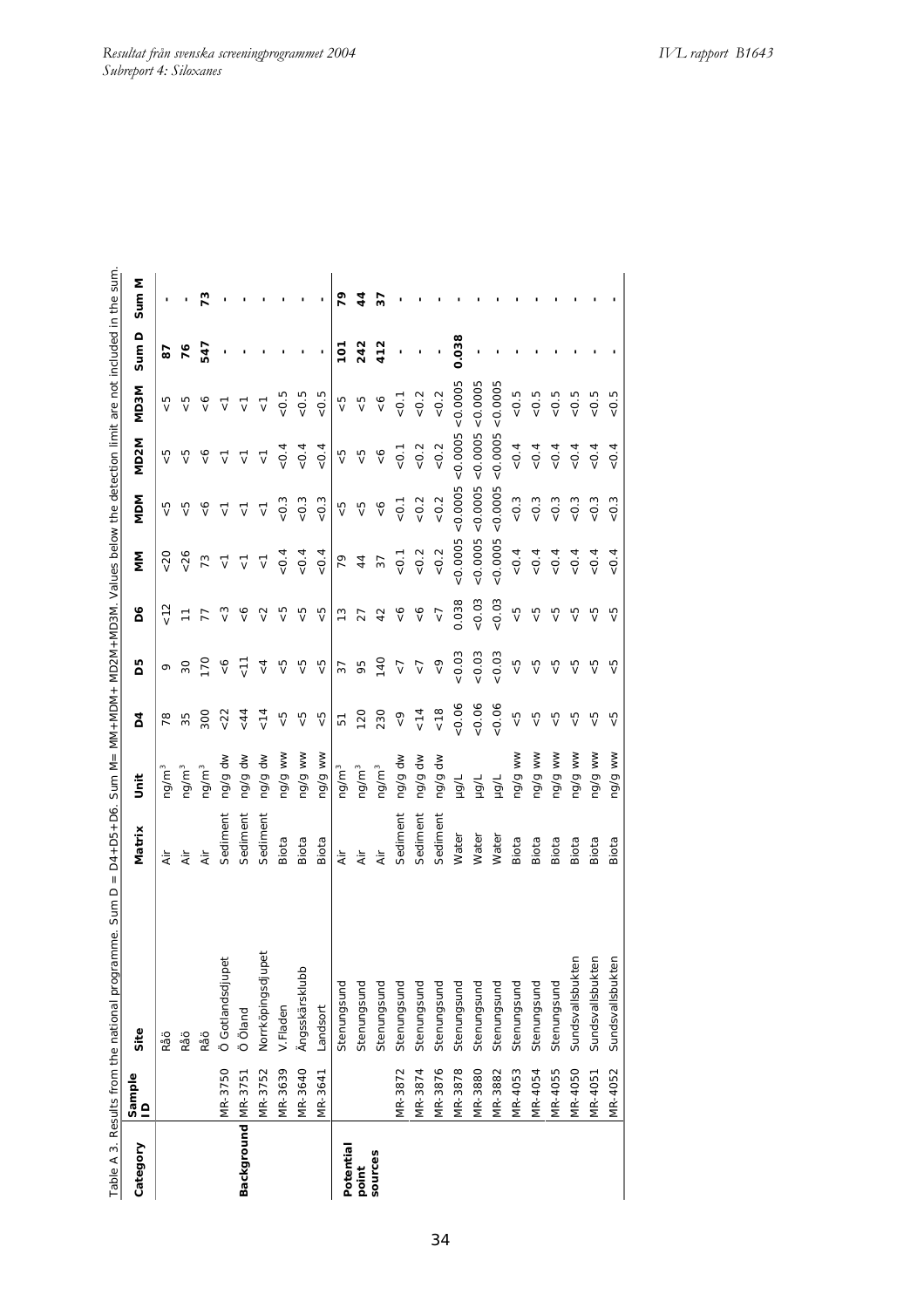Table A 3. Results from the national programme. Sum D = D4+D5+D6. Sum M= MM+MDM+ MD2M+MD3M. Values below the detection limit are not included in the sum.

| Category | Sample ID | Site | Matrix | Unit | D4 | D5 | D6 | MM | MDM | MD2M | MD3M | Sum D | Sum M |
|---|---|---|---|---|---|---|---|---|---|---|---|---|---|
| Background | | Råö | Air | ng/m³ | 78 | 9 | <12 | <20 | <5 | <5 | <5 | **87** | **-** |
| | | Råö | Air | ng/m³ | 35 | 30 | 11 | <26 | <5 | <5 | <5 | **76** | **-** |
| | | Råö | Air | ng/m³ | 300 | 170 | 77 | 73 | <6 | <6 | <6 | **547** | **73** |
| | MR-3750 | Ö Gotlandsdjupet | Sediment | ng/g dw | <22 | <6 | <3 | <1 | <1 | <1 | <1 | **-** | **-** |
| | MR-3751 | Ö Öland | Sediment | ng/g dw | <44 | <11 | <6 | <1 | <1 | <1 | <1 | **-** | **-** |
| | MR-3752 | Norrköpingsdjupet | Sediment | ng/g dw | <14 | <4 | <2 | <1 | <1 | <1 | <1 | **-** | **-** |
| | MR-3639 | V.Fladen | Biota | ng/g ww | <5 | <5 | <5 | <0.4 | <0.3 | <0.4 | <0.5 | **-** | **-** |
| | MR-3640 | Ängsskärsklubb | Biota | ng/g ww | <5 | <5 | <5 | <0.4 | <0.3 | <0.4 | <0.5 | **-** | **-** |
| | MR-3641 | Landsort | Biota | ng/g ww | <5 | <5 | <5 | <0.4 | <0.3 | <0.4 | <0.5 | **-** | **-** |
| Potential point sources | | Stenungsund | Air | ng/m³ | 51 | 37 | 13 | 79 | <5 | <5 | <5 | **101** | **79** |
| | | Stenungsund | Air | ng/m³ | 120 | 95 | 27 | 44 | <5 | <5 | <5 | **242** | **44** |
| | | Stenungsund | Air | ng/m³ | 230 | 140 | 42 | 37 | <6 | <6 | <6 | **412** | **37** |
| | MR-3872 | Stenungsund | Sediment | ng/g dw | <9 | <7 | <6 | <0.1 | <0.1 | <0.1 | <0.1 | **-** | **-** |
| | MR-3874 | Stenungsund | Sediment | ng/g dw | <14 | <7 | <6 | <0.2 | <0.2 | <0.2 | <0.2 | **-** | **-** |
| | MR-3876 | Stenungsund | Sediment | ng/g dw | <18 | <9 | <7 | <0.2 | <0.2 | <0.2 | <0.2 | **-** | **-** |
| | MR-3878 | Stenungsund | Water | µg/L | <0.06 | <0.03 | 0.038 | <0.0005 | <0.0005 | <0.0005 | <0.0005 | **0.038** | **-** |
| | MR-3880 | Stenungsund | Water | µg/L | <0.06 | <0.03 | <0.03 | <0.0005 | <0.0005 | <0.0005 | <0.0005 | **-** | **-** |
| | MR-3882 | Stenungsund | Water | µg/L | <0.06 | <0.03 | <0.03 | <0.0005 | <0.0005 | <0.0005 | <0.0005 | **-** | **-** |
| | MR-4053 | Stenungsund | Biota | ng/g ww | <5 | <5 | <5 | <0.4 | <0.3 | <0.4 | <0.5 | **-** | **-** |
| | MR-4054 | Stenungsund | Biota | ng/g ww | <5 | <5 | <5 | <0.4 | <0.3 | <0.4 | <0.5 | **-** | **-** |
| | MR-4055 | Stenungsund | Biota | ng/g ww | <5 | <5 | <5 | <0.4 | <0.3 | <0.4 | <0.5 | **-** | **-** |
| | MR-4050 | Sundsvallsbukten | Biota | ng/g ww | <5 | <5 | <5 | <0.4 | <0.3 | <0.4 | <0.5 | **-** | **-** |
| | MR-4051 | Sundsvallsbukten | Biota | ng/g ww | <5 | <5 | <5 | <0.4 | <0.3 | <0.4 | <0.5 | **-** | **-** |
| | MR-4052 | Sundsvallsbukten | Biota | ng/g ww | <5 | <5 | <5 | <0.4 | <0.3 | <0.4 | <0.5 | **-** | **-** |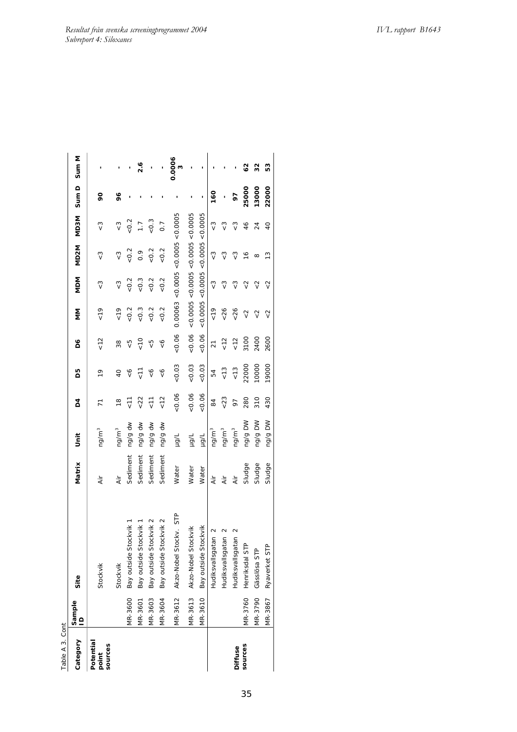Table A 3. Cont

| Category | Sample ID | Site | Matrix | Unit | D4 | D5 | D6 | MM | MDM | MD2M | MD3M | Sum D | Sum M |
|---|---|---|---|---|---|---|---|---|---|---|---|---|---|
| **Potential point sources** | | Stockvik | Air | ng/m³ | 71 | 19 | <12 | <19 | <3 | <3 | <3 | **90** | **-** |
| | | Stockvik | Air | ng/m³ | 18 | 40 | 38 | <19 | <3 | <3 | <3 | **96** | **-** |
| | MR-3600 | Bay outside Stockvik 1 | Sediment | ng/g dw | <11 | <6 | <5 | <0.2 | <0.2 | <0.2 | <0.2 | **-** | **-** |
| | MR-3601 | Bay outside Stockvik 1 | Sediment | ng/g dw | <22 | <11 | <10 | <0.3 | <0.3 | 0.9 | 1.7 | **-** | **2.6** |
| | MR-3603 | Bay outside Stockvik 2 | Sediment | ng/g dw | <11 | <6 | <5 | <0.2 | <0.2 | <0.2 | <0.3 | **-** | **-** |
| | MR-3604 | Bay outside Stockvik 2 | Sediment | ng/g dw | <12 | <6 | <6 | <0.2 | <0.2 | <0.2 | 0.7 | **-** | **-** |
| | MR-3612 | Akzo-Nobel Stockv. STP | Water | µg/L | <0.06 | <0.03 | <0.06 | 0.00063 | <0.0005 | <0.0005 | <0.0005 | **-** | **0.00063** |
| | MR-3613 | Akzo-Nobel Stockvik | Water | µg/L | <0.06 | <0.03 | <0.06 | <0.0005 | <0.0005 | <0.0005 | <0.0005 | **-** | **-** |
| | MR-3610 | Bay outside Stockvik | Water | µg/L | <0.06 | <0.03 | <0.06 | <0.0005 | <0.0005 | <0.0005 | <0.0005 | **-** | **-** |
| **Diffuse sources** | | Hudiksvallsgatan 2 | Air | ng/m³ | 84 | 54 | 21 | <19 | <3 | <3 | <3 | **160** | **-** |
| | | Hudiksvallsgatan 2 | Air | ng/m³ | <23 | <13 | <12 | <26 | <3 | <3 | <3 | **-** | **-** |
| | | Hudiksvallsgatan 2 | Air | ng/m³ | 97 | <13 | <12 | <26 | <3 | <3 | <3 | **97** | **-** |
| | MR-3760 | Henriksdal STP | Sludge | ng/g DW | 280 | 22000 | 3100 | <2 | <2 | 16 | 46 | **25000** | **62** |
| | MR-3790 | Gässlösa STP | Sludge | ng/g DW | 310 | 10000 | 2400 | <2 | <2 | 8 | 24 | **13000** | **32** |
| | MR-3867 | Ryaverket STP | Sludge | ng/g DW | 430 | 19000 | 2600 | <2 | <2 | 13 | 40 | **22000** | **53** |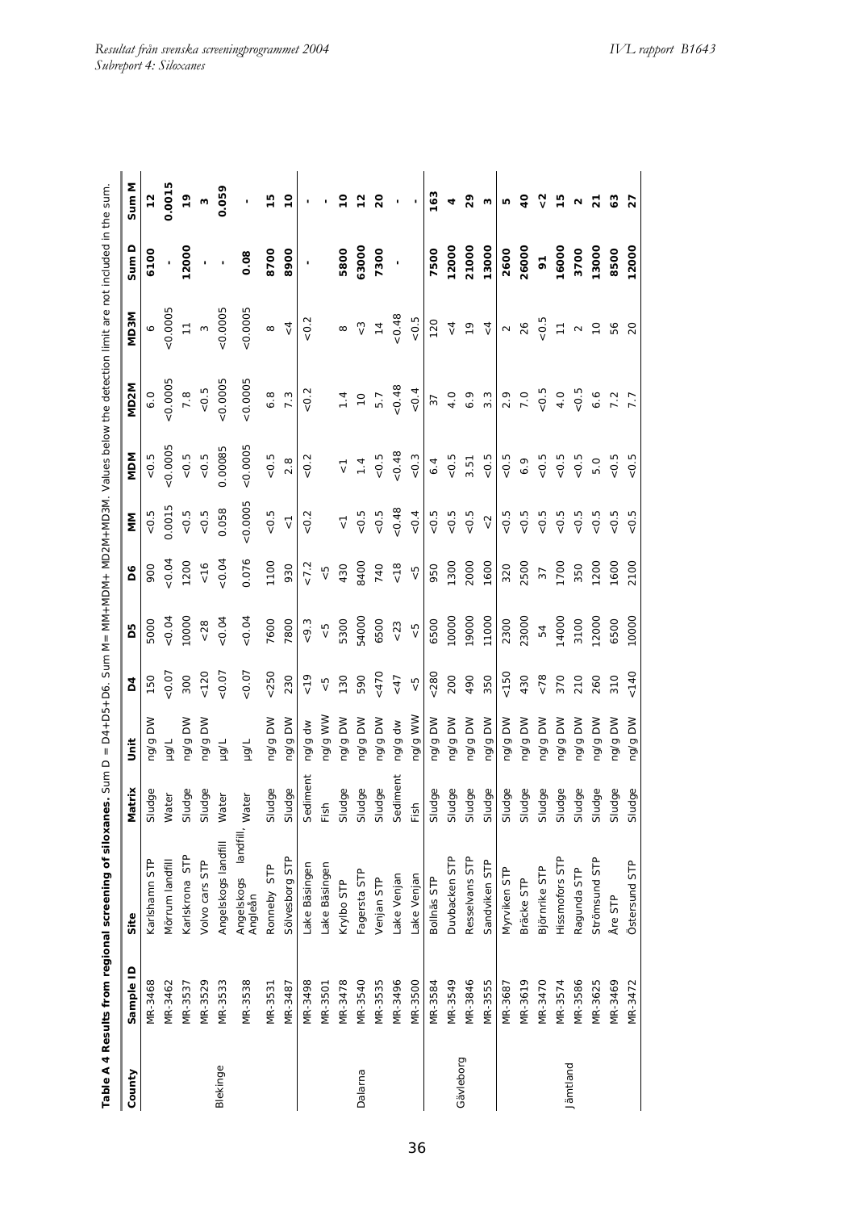**Table A 4 Results from regional screening of siloxanes.** Sum D = D4+D5+D6. Sum M= MM+MDM+ MD2M+MD3M. Values below the detection limit are not included in the sum.

| County | Sample ID | Site | Matrix | Unit | D4 | D5 | D6 | MM | MDM | MD2M | MD3M | Sum D | Sum M |
|---|---|---|---|---|---|---|---|---|---|---|---|---|---|
| Blekinge | MR-3468 | Karlshamn STP | Sludge | ng/g DW | 150 | 5000 | 900 | <0.5 | <0.5 | 6.0 | 6 | **6100** | **12** |
| | MR-3462 | Mörrum landfill | Water | µg/L | <0.07 | <0.04 | <0.04 | 0.0015 | <0.0005 | <0.0005 | <0.0005 | **-** | **0.0015** |
| | MR-3537 | Karlskrona STP | Sludge | ng/g DW | 300 | 10000 | 1200 | <0.5 | <0.5 | 7.8 | 11 | **12000** | **19** |
| | MR-3529 | Volvo cars STP | Sludge | ng/g DW | <120 | <28 | <16 | <0.5 | <0.5 | <0.5 | 3 | **-** | **3** |
| | MR-3533 | Angelskogs landfill | Water | µg/L | <0.07 | <0.04 | <0.04 | 0.058 | 0.00085 | <0.0005 | <0.0005 | **-** | **0.059** |
| | MR-3538 | Angelskogs landfill, Angleån | Water | µg/L | <0.07 | <0.04 | 0.076 | <0.0005 | <0.0005 | <0.0005 | <0.0005 | **0.08** | **-** |
| | MR-3531 | Ronneby STP | Sludge | ng/g DW | <250 | 7600 | 1100 | <0.5 | <0.5 | 6.8 | 8 | **8700** | **15** |
| | MR-3487 | Sölvesborg STP | Sludge | ng/g DW | 230 | 7800 | 930 | <1 | 2.8 | 7.3 | <4 | **8900** | **10** |
| Dalarna | MR-3498 | Lake Bäsingen | Sediment | ng/g dw | <19 | <9.3 | <7.2 | <0.2 | <0.2 | <0.2 | <0.2 | **-** | **-** |
| | MR-3501 | Lake Bäsingen | Fish | ng/g WW | <5 | <5 | <5 | | | | | | **-** |
| | MR-3478 | Krylbo STP | Sludge | ng/g DW | 130 | 5300 | 430 | <1 | <1 | 1.4 | 8 | **5800** | **10** |
| | MR-3540 | Fagersta STP | Sludge | ng/g DW | 590 | 54000 | 8400 | <0.5 | 1.4 | 10 | <3 | **63000** | **12** |
| | MR-3535 | Venjan STP | Sludge | ng/g DW | <470 | 6500 | 740 | <0.5 | <0.5 | 5.7 | 14 | **7300** | **20** |
| | MR-3496 | Lake Venjan | Sediment | ng/g dw | <47 | <23 | <18 | <0.48 | <0.48 | <0.48 | <0.48 | **-** | **-** |
| | MR-3500 | Lake Venjan | Fish | ng/g WW | <5 | <5 | <5 | <0.4 | <0.3 | <0.4 | <0.5 | | **-** |
| Gävleborg | MR-3584 | Bollnäs STP | Sludge | ng/g DW | <280 | 6500 | 950 | <0.5 | 6.4 | 37 | 120 | **7500** | **163** |
| | MR-3549 | Duvbacken STP | Sludge | ng/g DW | 200 | 10000 | 1300 | <0.5 | <0.5 | 4.0 | <4 | **12000** | **4** |
| | MR-3846 | Resselvans STP | Sludge | ng/g DW | 490 | 19000 | 2000 | <0.5 | 3.51 | 6.9 | 19 | **21000** | **29** |
| | MR-3555 | Sandviken STP | Sludge | ng/g DW | 350 | 11000 | 1600 | <2 | <0.5 | 3.3 | <4 | **13000** | **3** |
| Jämtland | MR-3687 | Myrviken STP | Sludge | ng/g DW | <150 | 2300 | 320 | <0.5 | <0.5 | 2.9 | 2 | **2600** | **5** |
| | MR-3619 | Bräcke STP | Sludge | ng/g DW | 430 | 23000 | 2500 | <0.5 | 6.9 | 7.0 | 26 | **26000** | **40** |
| | MR-3470 | Björnrike STP | Sludge | ng/g DW | <78 | 54 | 37 | <0.5 | <0.5 | <0.5 | <0.5 | **91** | **<2** |
| | MR-3574 | Hissmofors STP | Sludge | ng/g DW | 370 | 14000 | 1700 | <0.5 | <0.5 | 4.0 | 11 | **16000** | **15** |
| | MR-3586 | Ragunda STP | Sludge | ng/g DW | 210 | 3100 | 350 | <0.5 | <0.5 | <0.5 | 2 | **3700** | **2** |
| | MR-3625 | Strömsund STP | Sludge | ng/g DW | 260 | 12000 | 1200 | <0.5 | 5.0 | 6.6 | 10 | **13000** | **21** |
| | MR-3469 | Åre STP | Sludge | ng/g DW | 310 | 6500 | 1600 | <0.5 | <0.5 | 7.2 | 56 | **8500** | **63** |
| | MR-3472 | Östersund STP | Sludge | ng/g DW | <140 | 10000 | 2100 | <0.5 | <0.5 | 7.7 | 20 | **12000** | **27** |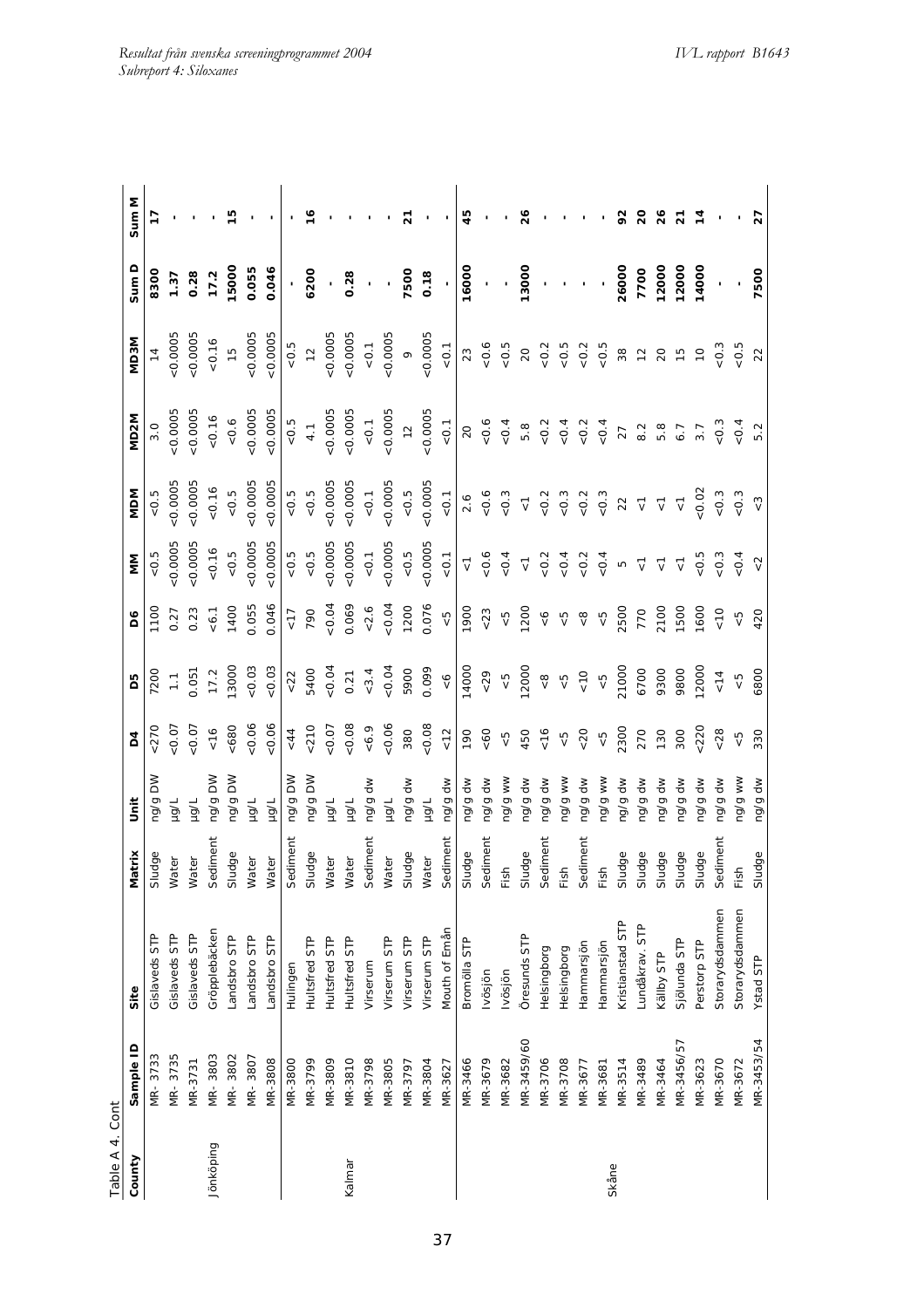Table A 4. Cont

| County | Sample ID | Site | Matrix | Unit | D4 | D5 | D6 | MM | MDM | MD2M | MD3M | Sum D | Sum M |
|---|---|---|---|---|---|---|---|---|---|---|---|---|---|
| Jönköping | MR- 3733 | Gislaveds STP | Sludge | ng/g DW | <270 | 7200 | 1100 | <0.5 | <0.5 | 3.0 | 14 | **8300** | **17** |
| | MR- 3735 | Gislaveds STP | Water | µg/L | <0.07 | 1.1 | 0.27 | <0.0005 | <0.0005 | <0.0005 | <0.0005 | **1.37** | **-** |
| | MR- 3731 | Gislaveds STP | Water | µg/L | <0.07 | 0.051 | 0.23 | <0.0005 | <0.0005 | <0.0005 | <0.0005 | **0.28** | **-** |
| | MR- 3803 | Gröpplebäcken | Sediment | ng/g DW | <16 | 17.2 | <6.1 | <0.16 | <0.16 | <0.16 | <0.16 | **17.2** | **-** |
| | MR- 3802 | Landsbro STP | Sludge | ng/g DW | <680 | 13000 | 1400 | <0.5 | <0.5 | <0.6 | 15 | **15000** | **15** |
| | MR- 3807 | Landsbro STP | Water | µg/L | <0.06 | <0.03 | 0.055 | <0.0005 | <0.0005 | <0.0005 | <0.0005 | **0.055** | **-** |
| | MR-3808 | Landsbro STP | Water | µg/L | <0.06 | <0.03 | 0.046 | <0.0005 | <0.0005 | <0.0005 | <0.0005 | **0.046** | **-** |
| Kalmar | MR-3800 | Hulingen | Sediment | ng/g DW | <44 | <22 | <17 | <0.5 | <0.5 | <0.5 | <0.5 | **-** | **-** |
| | MR-3799 | Hultsfred STP | Sludge | ng/g DW | <210 | 5400 | 790 | <0.5 | <0.5 | 4.1 | 12 | **6200** | **16** |
| | MR-3809 | Hultsfred STP | Water | µg/L | <0.07 | <0.04 | <0.04 | <0.0005 | <0.0005 | <0.0005 | <0.0005 | **-** | **-** |
| | MR-3810 | Hultsfred STP | Water | µg/L | <0.08 | 0.21 | 0.069 | <0.0005 | <0.0005 | <0.0005 | <0.0005 | **0.28** | **-** |
| | MR-3798 | Virserum | Sediment | ng/g dw | <6.9 | <3.4 | <2.6 | <0.1 | <0.1 | <0.1 | <0.1 | **-** | **-** |
| | MR-3805 | Virserum STP | Water | µg/L | <0.06 | <0.04 | <0.04 | <0.0005 | <0.0005 | <0.0005 | <0.0005 | **-** | **-** |
| | MR-3797 | Virserum STP | Sludge | ng/g dw | 380 | 5900 | 1200 | <0.5 | <0.5 | 12 | 9 | **7500** | **21** |
| | MR-3804 | Virserum STP | Water | µg/L | <0.08 | 0.099 | 0.076 | <0.0005 | <0.0005 | <0.0005 | <0.0005 | **0.18** | **-** |
| | MR-3627 | Mouth of Emån | Sediment | ng/g dw | <12 | <6 | <5 | <0.1 | <0.1 | <0.1 | <0.1 | **-** | **-** |
| Skåne | MR-3466 | Bromölla STP | Sludge | ng/g dw | 190 | 14000 | 1900 | <1 | 2.6 | 20 | 23 | **16000** | **45** |
| | MR-3679 | Ivösjön | Sediment | ng/g dw | <60 | <29 | <23 | <0.6 | <0.6 | <0.6 | <0.6 | **-** | **-** |
| | MR-3682 | Ivösjön | Fish | ng/g ww | <5 | <5 | <5 | <0.4 | <0.3 | <0.4 | <0.5 | **-** | **-** |
| | MR-3459/60 | Öresunds STP | Sludge | ng/g dw | 450 | 12000 | 1200 | <1 | <1 | 5.8 | 20 | **13000** | **26** |
| | MR-3706 | Helsingborg | Sediment | ng/g dw | <16 | <8 | <6 | <0.2 | <0.2 | <0.2 | <0.2 | **-** | **-** |
| | MR-3708 | Helsingborg | Fish | ng/g ww | <5 | <5 | <5 | <0.4 | <0.3 | <0.4 | <0.5 | **-** | **-** |
| | MR-3677 | Hammarsjön | Sediment | ng/g dw | <20 | <10 | <8 | <0.2 | <0.2 | <0.2 | <0.2 | **-** | **-** |
| | MR-3681 | Hammarsjön | Fish | ng/g ww | <5 | <5 | <5 | <0.4 | <0.3 | <0.4 | <0.5 | **-** | **-** |
| | MR-3514 | Kristianstad STP | Sludge | ng/g dw | 2300 | 21000 | 2500 | 5 | 22 | 27 | 38 | **26000** | **92** |
| | MR-3489 | Lundåkrav. STP | Sludge | ng/g dw | 270 | 6700 | 770 | <1 | <1 | 8.2 | 12 | **7700** | **20** |
| | MR-3464 | Källby STP | Sludge | ng/g dw | 130 | 9300 | 2100 | <1 | <1 | 5.8 | 20 | **12000** | **26** |
| | MR-3456/57 | Sjölunda STP | Sludge | ng/g dw | 300 | 9800 | 1500 | <1 | <1 | 6.7 | 15 | **12000** | **21** |
| | MR-3623 | Perstorp STP | Sludge | ng/g dw | <220 | 12000 | 1600 | <0.5 | <0.02 | 3.7 | 10 | **14000** | **14** |
| | MR-3670 | Storarydsdammen | Sediment | ng/g dw | <28 | <14 | <10 | <0.3 | <0.3 | <0.3 | <0.3 | **-** | **-** |
| | MR-3672 | Storarydsdammen | Fish | ng/g ww | <5 | <5 | <5 | <0.4 | <0.3 | <0.4 | <0.5 | **-** | **-** |
| | MR-3453/54 | Ystad STP | Sludge | ng/g dw | 330 | 6800 | 420 | <2 | <3 | 5.2 | 22 | **7500** | **27** |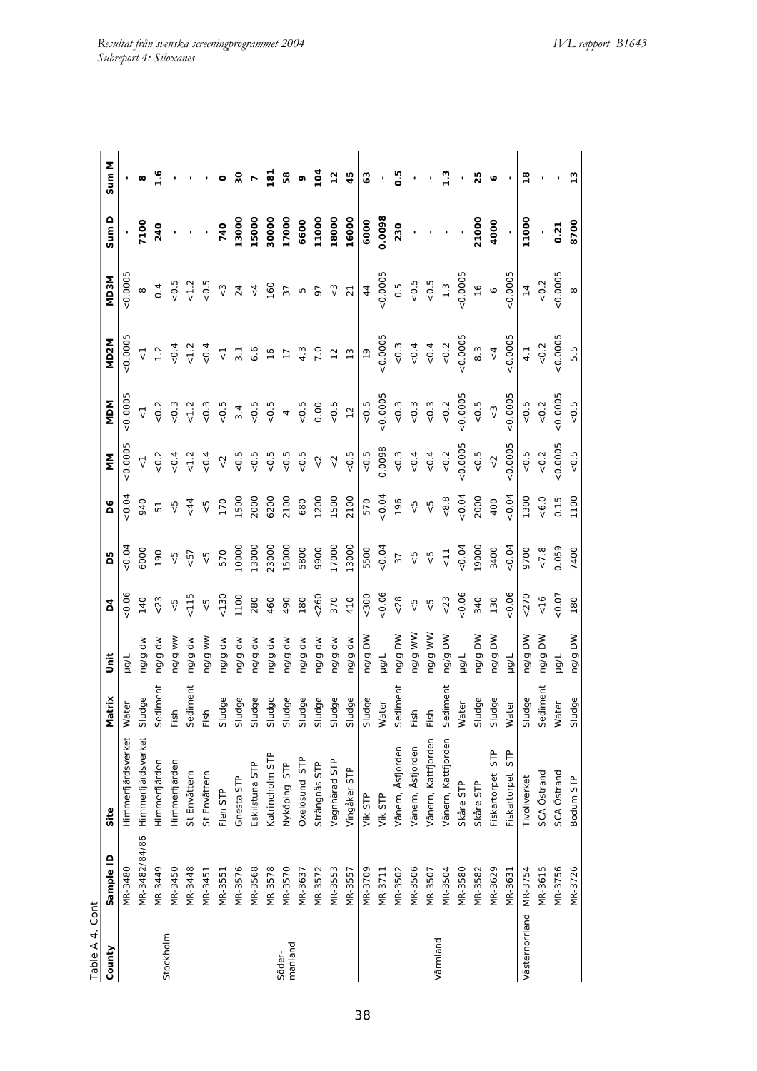Table A 4. Cont

| County | Sample ID | Site | Matrix | Unit | D4 | D5 | D6 | MM | MDM | MD2M | MD3M | Sum D | Sum M |
|---|---|---|---|---|---|---|---|---|---|---|---|---|---|
| Stockholm | MR-3480 | Himmerfjärdsverket | Water | µg/L | <0.06 | <0.04 | <0.04 | <0.0005 | <0.0005 | <0.0005 | <0.0005 | - | - |
| | MR-3482/84/86 | Himmerfjärdsverket | Sludge | ng/g dw | 140 | 6000 | 940 | <1 | <1 | <1 | 8 | **7100** | **8** |
| | MR-3449 | Himmerfjärden | Sediment | ng/g dw | <23 | 190 | 51 | <0.2 | <0.2 | 1.2 | 0.4 | **240** | **1.6** |
| | MR-3450 | Himmerfjärden | Fish | ng/g ww | <5 | <5 | <5 | <0.4 | <0.3 | <0.4 | <0.5 | - | - |
| | MR-3448 | St Envättern | Sediment | ng/g dw | <115 | <57 | <44 | <1.2 | <1.2 | <1.2 | <1.2 | - | - |
| | MR-3451 | St Envättern | Fish | ng/g ww | <5 | <5 | <5 | <0.4 | <0.3 | <0.4 | <0.5 | - | - |
| Söder-manland | MR-3551 | Flen STP | Sludge | ng/g dw | <130 | 570 | 170 | <2 | <0.5 | <1 | <3 | **740** | **0** |
| | MR-3576 | Gnesta STP | Sludge | ng/g dw | 1100 | 10000 | 1500 | <0.5 | 3.4 | 3.1 | 24 | **13000** | **30** |
| | MR-3568 | Eskilstuna STP | Sludge | ng/g dw | 280 | 13000 | 2000 | <0.5 | <0.5 | 6.6 | <4 | **15000** | **7** |
| | MR-3578 | Katrineholm STP | Sludge | ng/g dw | 460 | 23000 | 6200 | <0.5 | <0.5 | 16 | 160 | **30000** | **181** |
| | MR-3570 | Nyköping STP | Sludge | ng/g dw | 490 | 15000 | 2100 | <0.5 | 4 | 17 | 37 | **17000** | **58** |
| | MR-3637 | Oxelösund STP | Sludge | ng/g dw | 180 | 5800 | 680 | <0.5 | <0.5 | 4.3 | 5 | **6600** | **9** |
| | MR-3572 | Strängnäs STP | Sludge | ng/g dw | <260 | 9900 | 1200 | <2 | 0.00 | 7.0 | 97 | **11000** | **104** |
| | MR-3553 | Vagnhärad STP | Sludge | ng/g dw | 370 | 17000 | 1500 | <2 | <0.5 | 12 | <3 | **18000** | **12** |
| | MR-3557 | Vingåker STP | Sludge | ng/g dw | 410 | 13000 | 2100 | <0.5 | 12 | 13 | 21 | **16000** | **45** |
| Värmland | MR-3709 | Vik STP | Sludge | ng/g DW | <300 | 5500 | 570 | <0.5 | <0.5 | 19 | 44 | **6000** | **63** |
| | MR-3711 | Vik STP | Water | µg/L | <0.06 | <0.04 | <0.04 | 0.0098 | <0.0005 | <0.0005 | <0.0005 | **0.0098** | - |
| | MR-3502 | Vänern, Åsfjorden | Sediment | ng/g DW | <28 | 37 | 196 | <0.3 | <0.3 | <0.3 | 0.5 | **230** | **0.5** |
| | MR-3506 | Vänern, Åsfjorden | Fish | ng/g WW | <5 | <5 | <5 | <0.4 | <0.3 | <0.4 | <0.5 | - | - |
| | MR-3507 | Vänern, Kattfjorden | Fish | ng/g WW | <5 | <5 | <5 | <0.4 | <0.3 | <0.4 | <0.5 | - | - |
| | MR-3504 | Vänern, Kattfjorden | Sediment | ng/g DW | <23 | <11 | <8.8 | <0.2 | <0.2 | <0.2 | 1.3 | - | **1.3** |
| | MR-3580 | Skåre STP | Water | µg/L | <0.06 | <0.04 | <0.04 | <0.0005 | <0.0005 | <0.0005 | <0.0005 | - | - |
| | MR-3582 | Skåre STP | Sludge | ng/g DW | 340 | 19000 | 2000 | <0.5 | <0.5 | 8.3 | 16 | **21000** | **25** |
| | MR-3629 | Fiskartorpet STP | Sludge | ng/g DW | 130 | 3400 | 400 | <2 | <3 | <4 | 6 | **4000** | **6** |
| | MR-3631 | Fiskartorpet STP | Water | µg/L | <0.06 | <0.04 | <0.04 | <0.0005 | <0.0005 | <0.0005 | <0.0005 | - | - |
| Västernorrland | MR-3754 | Tivoliverket | Sludge | ng/g DW | <270 | 9700 | 1300 | <0.5 | <0.5 | 4.1 | 14 | **11000** | **18** |
| | MR-3615 | SCA Östrand | Sediment | ng/g DW | <16 | <7.8 | <6.0 | <0.2 | <0.2 | <0.2 | <0.2 | - | - |
| | MR-3756 | SCA Östrand | Water | µg/L | <0.07 | 0.059 | 0.15 | <0.0005 | <0.0005 | <0.0005 | <0.0005 | **0.21** | - |
| | MR-3726 | Bodum STP | Sludge | ng/g DW | 180 | 7400 | 1100 | <0.5 | <0.5 | 5.5 | 8 | **8700** | **13** |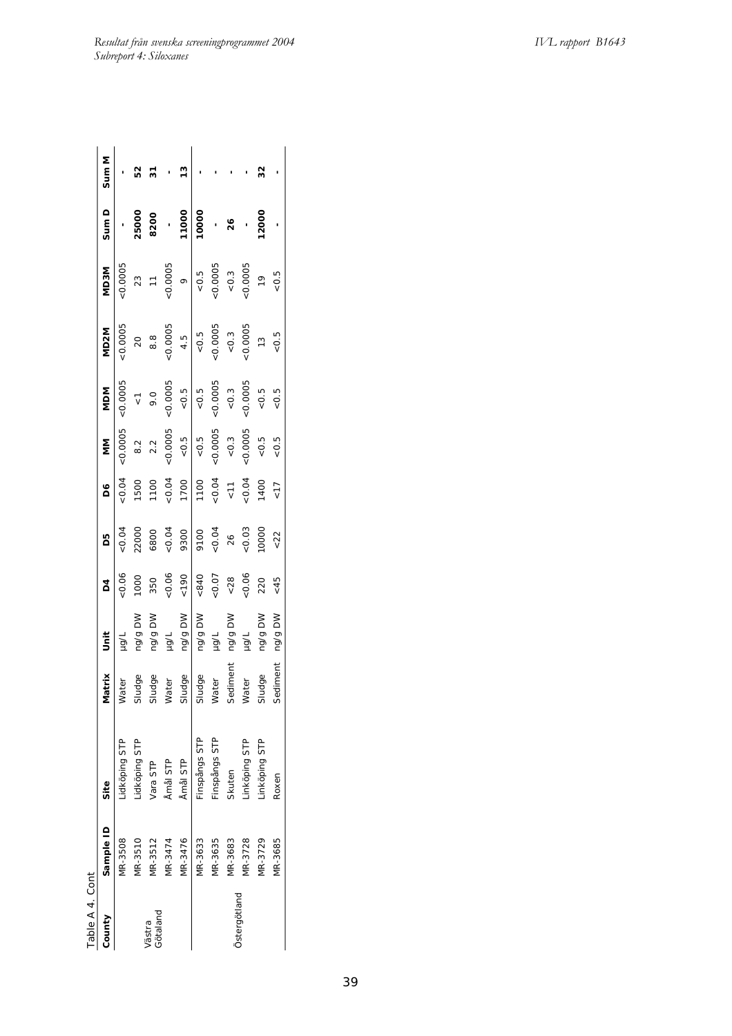Table A 4. Cont

| County | Sample ID | Site | Matrix | Unit | D4 | D5 | D6 | MM | MDM | MD2M | MD3M | Sum D | Sum M |
|---|---|---|---|---|---|---|---|---|---|---|---|---|---|
| Västra Götaland | MR-3508 | Lidköping STP | Water | µg/L | <0.06 | <0.04 | <0.04 | <0.0005 | <0.0005 | <0.0005 | <0.0005 | - | - |
| | MR-3510 | Lidköping STP | Sludge | ng/g DW | 1000 | 22000 | 1500 | 8.2 | <1 | 20 | 23 | **25000** | **52** |
| | MR-3512 | Vara STP | Sludge | ng/g DW | 350 | 6800 | 1100 | 2.2 | 9.0 | 8.8 | 11 | **8200** | **31** |
| | MR-3474 | Åmål STP | Water | µg/L | <0.06 | <0.04 | <0.04 | <0.0005 | <0.0005 | <0.0005 | <0.0005 | - | - |
| | MR-3476 | Åmål STP | Sludge | ng/g DW | <190 | 9300 | 1700 | <0.5 | <0.5 | 4.5 | 9 | **11000** | **13** |
| Östergötland | MR-3633 | Finspångs STP | Sludge | ng/g DW | <840 | 9100 | 1100 | <0.5 | <0.5 | <0.5 | <0.5 | **10000** | - |
| | MR-3635 | Finspångs STP | Water | µg/L | <0.07 | <0.04 | <0.04 | <0.0005 | <0.0005 | <0.0005 | <0.0005 | - | - |
| | MR-3683 | Skuten | Sediment | ng/g DW | <28 | 26 | <11 | <0.3 | <0.3 | <0.3 | <0.3 | **26** | - |
| | MR-3728 | Linköping STP | Water | µg/L | <0.06 | <0.03 | <0.04 | <0.0005 | <0.0005 | <0.0005 | <0.0005 | - | - |
| | MR-3729 | Linköping STP | Sludge | ng/g DW | 220 | 10000 | 1400 | <0.5 | <0.5 | 13 | 19 | **12000** | **32** |
| | MR-3685 | Roxen | Sediment | ng/g DW | <45 | <22 | <17 | <0.5 | <0.5 | <0.5 | <0.5 | - | - |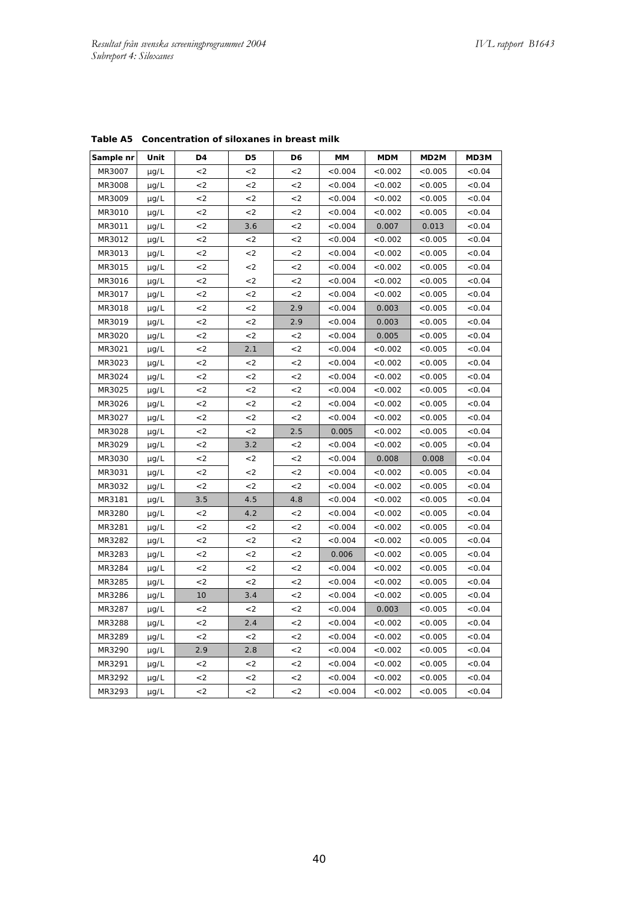**Table A5 Concentration of siloxanes in breast milk**

| Sample nr | Unit | D4 | D5 | D6 | MM | MDM | MD2M | MD3M |
|---|---|---|---|---|---|---|---|---|
| MR3007 | µg/L | <2 | <2 | <2 | <0.004 | <0.002 | <0.005 | <0.04 |
| MR3008 | µg/L | <2 | <2 | <2 | <0.004 | <0.002 | <0.005 | <0.04 |
| MR3009 | µg/L | <2 | <2 | <2 | <0.004 | <0.002 | <0.005 | <0.04 |
| MR3010 | µg/L | <2 | <2 | <2 | <0.004 | <0.002 | <0.005 | <0.04 |
| MR3011 | µg/L | <2 | 3.6 | <2 | <0.004 | 0.007 | 0.013 | <0.04 |
| MR3012 | µg/L | <2 | <2 | <2 | <0.004 | <0.002 | <0.005 | <0.04 |
| MR3013 | µg/L | <2 | <2 | <2 | <0.004 | <0.002 | <0.005 | <0.04 |
| MR3015 | µg/L | <2 | <2 | <2 | <0.004 | <0.002 | <0.005 | <0.04 |
| MR3016 | µg/L | <2 | <2 | <2 | <0.004 | <0.002 | <0.005 | <0.04 |
| MR3017 | µg/L | <2 | <2 | <2 | <0.004 | <0.002 | <0.005 | <0.04 |
| MR3018 | µg/L | <2 | <2 | 2.9 | <0.004 | 0.003 | <0.005 | <0.04 |
| MR3019 | µg/L | <2 | <2 | 2.9 | <0.004 | 0.003 | <0.005 | <0.04 |
| MR3020 | µg/L | <2 | <2 | <2 | <0.004 | 0.005 | <0.005 | <0.04 |
| MR3021 | µg/L | <2 | 2.1 | <2 | <0.004 | <0.002 | <0.005 | <0.04 |
| MR3023 | µg/L | <2 | <2 | <2 | <0.004 | <0.002 | <0.005 | <0.04 |
| MR3024 | µg/L | <2 | <2 | <2 | <0.004 | <0.002 | <0.005 | <0.04 |
| MR3025 | µg/L | <2 | <2 | <2 | <0.004 | <0.002 | <0.005 | <0.04 |
| MR3026 | µg/L | <2 | <2 | <2 | <0.004 | <0.002 | <0.005 | <0.04 |
| MR3027 | µg/L | <2 | <2 | <2 | <0.004 | <0.002 | <0.005 | <0.04 |
| MR3028 | µg/L | <2 | <2 | 2.5 | 0.005 | <0.002 | <0.005 | <0.04 |
| MR3029 | µg/L | <2 | 3.2 | <2 | <0.004 | <0.002 | <0.005 | <0.04 |
| MR3030 | µg/L | <2 | <2 | <2 | <0.004 | 0.008 | 0.008 | <0.04 |
| MR3031 | µg/L | <2 | <2 | <2 | <0.004 | <0.002 | <0.005 | <0.04 |
| MR3032 | µg/L | <2 | <2 | <2 | <0.004 | <0.002 | <0.005 | <0.04 |
| MR3181 | µg/L | 3.5 | 4.5 | 4.8 | <0.004 | <0.002 | <0.005 | <0.04 |
| MR3280 | µg/L | <2 | 4.2 | <2 | <0.004 | <0.002 | <0.005 | <0.04 |
| MR3281 | µg/L | <2 | <2 | <2 | <0.004 | <0.002 | <0.005 | <0.04 |
| MR3282 | µg/L | <2 | <2 | <2 | <0.004 | <0.002 | <0.005 | <0.04 |
| MR3283 | µg/L | <2 | <2 | <2 | 0.006 | <0.002 | <0.005 | <0.04 |
| MR3284 | µg/L | <2 | <2 | <2 | <0.004 | <0.002 | <0.005 | <0.04 |
| MR3285 | µg/L | <2 | <2 | <2 | <0.004 | <0.002 | <0.005 | <0.04 |
| MR3286 | µg/L | 10 | 3.4 | <2 | <0.004 | <0.002 | <0.005 | <0.04 |
| MR3287 | µg/L | <2 | <2 | <2 | <0.004 | 0.003 | <0.005 | <0.04 |
| MR3288 | µg/L | <2 | 2.4 | <2 | <0.004 | <0.002 | <0.005 | <0.04 |
| MR3289 | µg/L | <2 | <2 | <2 | <0.004 | <0.002 | <0.005 | <0.04 |
| MR3290 | µg/L | 2.9 | 2.8 | <2 | <0.004 | <0.002 | <0.005 | <0.04 |
| MR3291 | µg/L | <2 | <2 | <2 | <0.004 | <0.002 | <0.005 | <0.04 |
| MR3292 | µg/L | <2 | <2 | <2 | <0.004 | <0.002 | <0.005 | <0.04 |
| MR3293 | µg/L | <2 | <2 | <2 | <0.004 | <0.002 | <0.005 | <0.04 |